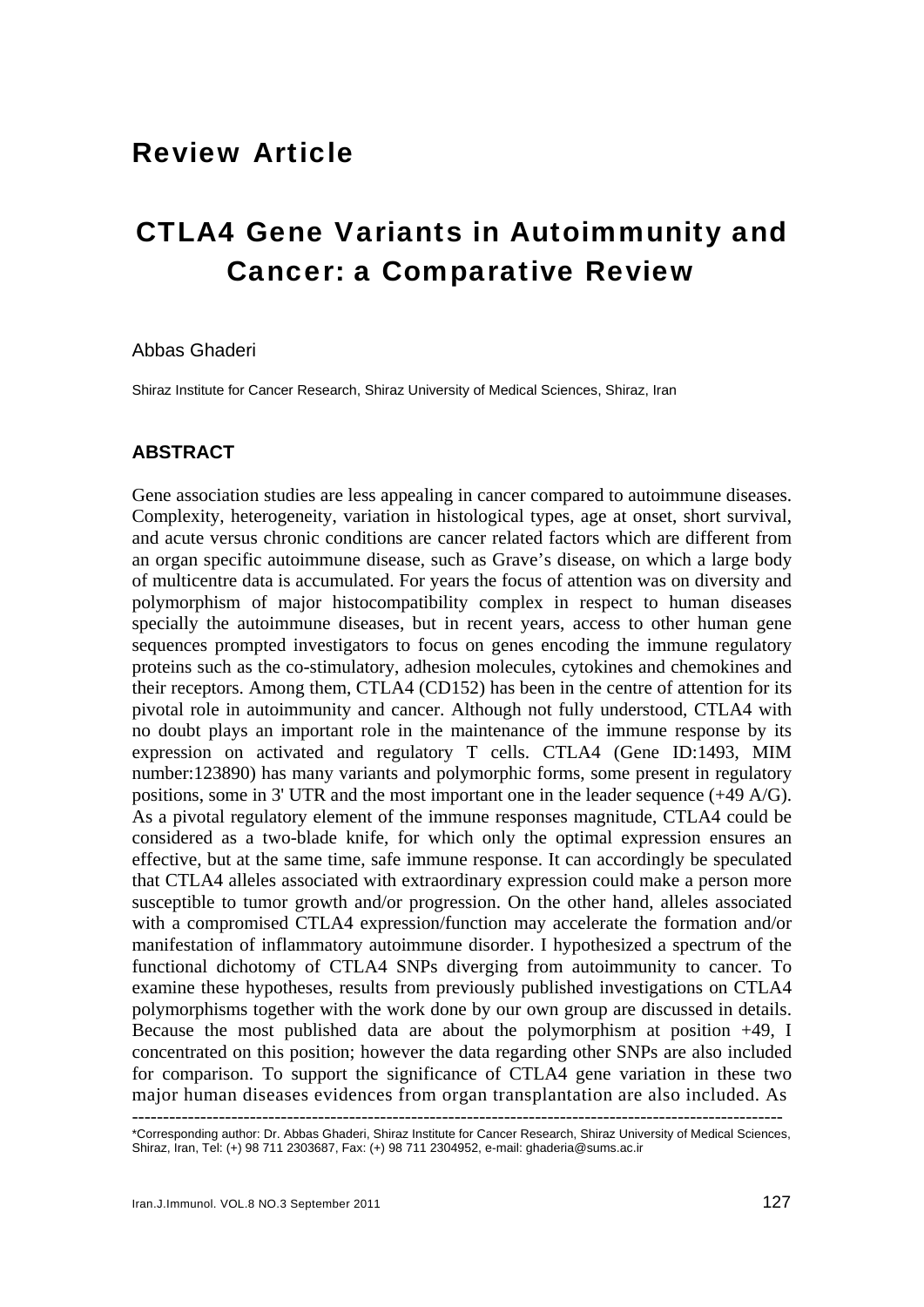## Review Article

# CTLA4 Gene Variants in Autoimmunity and Cancer: a Comparative Review

Abbas Ghaderi

Shiraz Institute for Cancer Research, Shiraz University of Medical Sciences, Shiraz, Iran

### ABSTRACT

Gene association studies are less appealing in cancer compared to autoimmune diseases. Complexity, heterogeneity, variation in histological types, age at onset, short survival, and acute versus chronic conditions are cancer related factors which are different from an organ specific autoimmune disease, such as Grave's disease, on which a large body of multicentre data is accumulated. For years the focus of attention was on diversity and polymorphism of major histocompatibility complex in respect to human diseases specially the autoimmune diseases, but in recent years, access to other human gene sequences prompted investigators to focus on genes encoding the immune regulatory proteins such as the co-stimulatory, adhesion molecules, cytokines and chemokines and their receptors. Among them, CTLA4 (CD152) has been in the centre of attention for its pivotal role in autoimmunity and cancer. Although not fully understood, CTLA4 with no doubt plays an important role in the maintenance of the immune response by its expression on activated and regulatory T cells. CTLA4 (Gene ID:1493, MIM number:123890) has many variants and polymorphic forms, some present in regulatory positions, some in 3' UTR and the most important one in the leader sequence (+49 A/G). As a pivotal regulatory element of the immune responses magnitude, CTLA4 could be considered as a two-blade knife, for which only the optimal expression ensures an effective, but at the same time, safe immune response. It can accordingly be speculated that CTLA4 alleles associated with extraordinary expression could make a person more susceptible to tumor growth and/or progression. On the other hand, alleles associated with a compromised CTLA4 expression/function may accelerate the formation and/or manifestation of inflammatory autoimmune disorder. I hypothesized a spectrum of the functional dichotomy of CTLA4 SNPs diverging from autoimmunity to cancer. To examine these hypotheses, results from previously published investigations on CTLA4 polymorphisms together with the work done by our own group are discussed in details. Because the most published data are about the polymorphism at position +49, I concentrated on this position; however the data regarding other SNPs are also included for comparison. To support the significance of CTLA4 gene variation in these two major human diseases evidences from organ transplantation are also included. As

---

*Corresponding author: Dr. Abbas Ghaderi, Shiraz Institute for Cancer Research, Shiraz University of Medical Sciences, Shiraz, Iran, Tel: (+) 98 711 2303687, Fax: (+) 98 711 2304952, e-mail: ghaderia@sums.ac.ir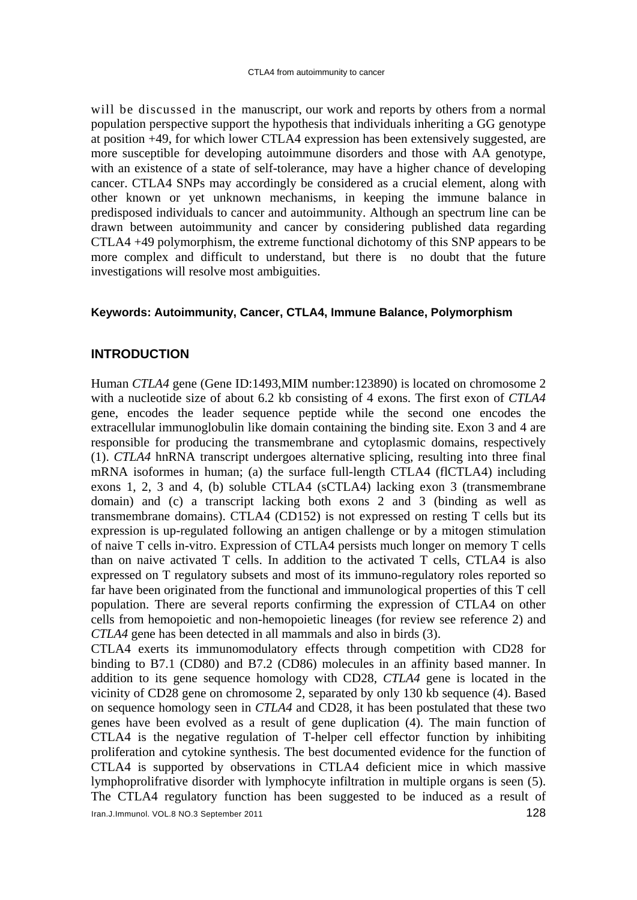will be discussed in the manuscript, our work and reports by others from a normal population perspective support the hypothesis that individuals inheriting a GG genotype at position +49, for which lower CTLA4 expression has been extensively suggested, are more susceptible for developing autoimmune disorders and those with AA genotype, with an existence of a state of self-tolerance, may have a higher chance of developing cancer. CTLA4 SNPs may accordingly be considered as a crucial element, along with other known or yet unknown mechanisms, in keeping the immune balance in predisposed individuals to cancer and autoimmunity. Although an spectrum line can be drawn between autoimmunity and cancer by considering published data regarding CTLA4 +49 polymorphism, the extreme functional dichotomy of this SNP appears to be more complex and difficult to understand, but there is no doubt that the future investigations will resolve most ambiguities.

**Keywords: Autoimmunity, Cancer, CTLA4, Immune Balance, Polymorphism**

## INTRODUCTION

Human *CTLA4* gene (Gene ID:1493,MIM number:123890) is located on chromosome 2 with a nucleotide size of about 6.2 kb consisting of 4 exons. The first exon of *CTLA4* gene, encodes the leader sequence peptide while the second one encodes the extracellular immunoglobulin like domain containing the binding site. Exon 3 and 4 are responsible for producing the transmembrane and cytoplasmic domains, respectively (1). *CTLA4* hnRNA transcript undergoes alternative splicing, resulting into three final mRNA isoformes in human; (a) the surface full-length CTLA4 (flCTLA4) including exons 1, 2, 3 and 4, (b) soluble CTLA4 (sCTLA4) lacking exon 3 (transmembrane domain) and (c) a transcript lacking both exons 2 and 3 (binding as well as transmembrane domains). CTLA4 (CD152) is not expressed on resting T cells but its expression is up-regulated following an antigen challenge or by a mitogen stimulation of naive T cells in-vitro. Expression of CTLA4 persists much longer on memory T cells than on naive activated T cells. In addition to the activated T cells, CTLA4 is also expressed on T regulatory subsets and most of its immuno-regulatory roles reported so far have been originated from the functional and immunological properties of this T cell population. There are several reports confirming the expression of CTLA4 on other cells from hemopoietic and non-hemopoietic lineages (for review see reference 2) and *CTLA4* gene has been detected in all mammals and also in birds (3).

CTLA4 exerts its immunomodulatory effects through competition with CD28 for binding to B7.1 (CD80) and B7.2 (CD86) molecules in an affinity based manner. In addition to its gene sequence homology with CD28, *CTLA4* gene is located in the vicinity of CD28 gene on chromosome 2, separated by only 130 kb sequence (4). Based on sequence homology seen in *CTLA4* and CD28, it has been postulated that these two genes have been evolved as a result of gene duplication (4). The main function of CTLA4 is the negative regulation of T-helper cell effector function by inhibiting proliferation and cytokine synthesis. The best documented evidence for the function of CTLA4 is supported by observations in CTLA4 deficient mice in which massive lymphoprolifrative disorder with lymphocyte infiltration in multiple organs is seen (5). The CTLA4 regulatory function has been suggested to be induced as a result of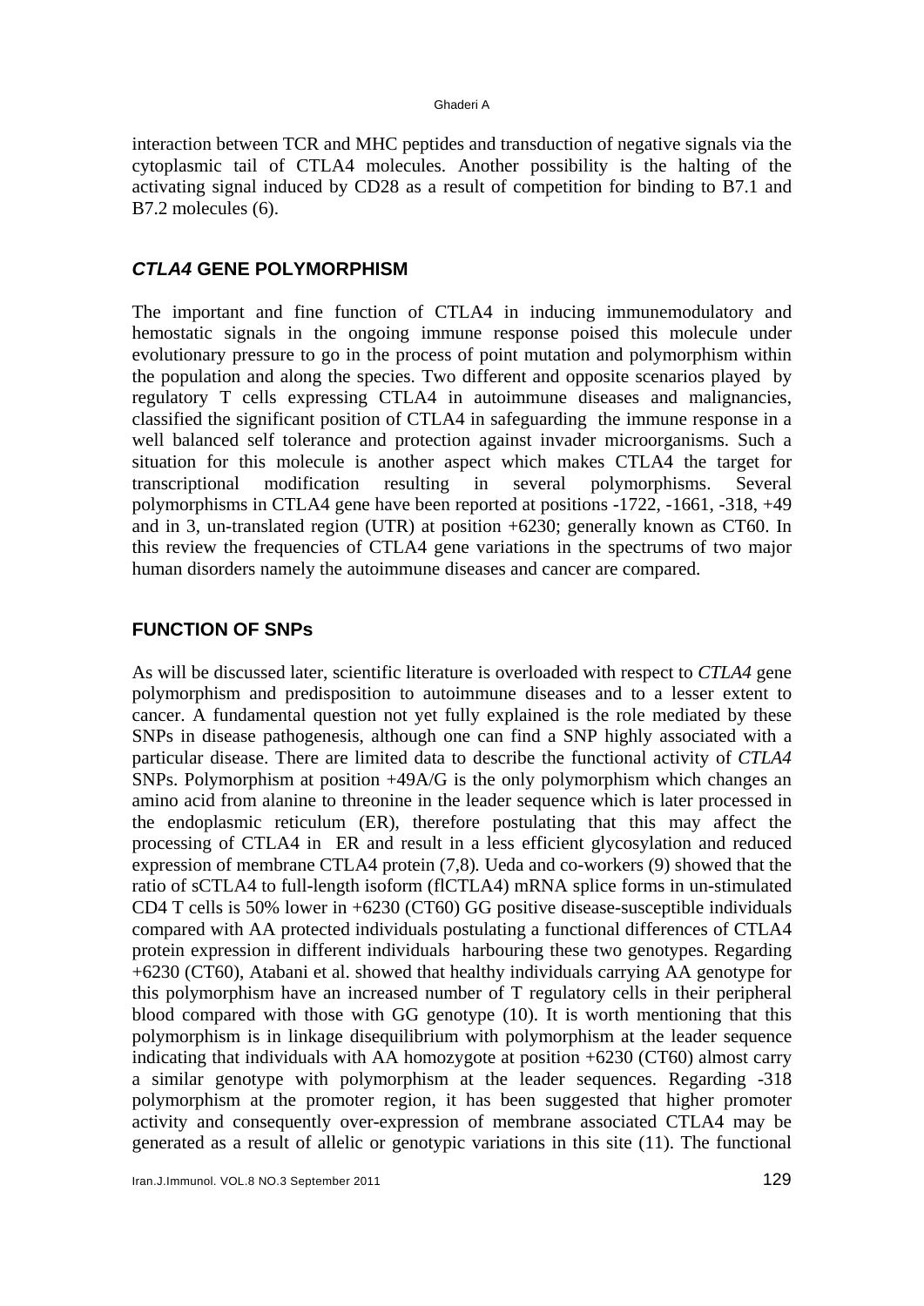interaction between TCR and MHC peptides and transduction of negative signals via the cytoplasmic tail of CTLA4 molecules. Another possibility is the halting of the activating signal induced by CD28 as a result of competition for binding to B7.1 and B7.2 molecules (6).

## *CTLA4* GENE POLYMORPHISM

The important and fine function of CTLA4 in inducing immunemodulatory and hemostatic signals in the ongoing immune response poised this molecule under evolutionary pressure to go in the process of point mutation and polymorphism within the population and along the species. Two different and opposite scenarios played by regulatory T cells expressing CTLA4 in autoimmune diseases and malignancies, classified the significant position of CTLA4 in safeguarding the immune response in a well balanced self tolerance and protection against invader microorganisms. Such a situation for this molecule is another aspect which makes CTLA4 the target for transcriptional modification resulting in several polymorphisms. Several polymorphisms in CTLA4 gene have been reported at positions -1722, -1661, -318, +49 and in 3, un-translated region (UTR) at position +6230; generally known as CT60. In this review the frequencies of CTLA4 gene variations in the spectrums of two major human disorders namely the autoimmune diseases and cancer are compared.

## FUNCTION OF SNPs

As will be discussed later, scientific literature is overloaded with respect to *CTLA4* gene polymorphism and predisposition to autoimmune diseases and to a lesser extent to cancer. A fundamental question not yet fully explained is the role mediated by these SNPs in disease pathogenesis, although one can find a SNP highly associated with a particular disease. There are limited data to describe the functional activity of *CTLA4* SNPs. Polymorphism at position +49A/G is the only polymorphism which changes an amino acid from alanine to threonine in the leader sequence which is later processed in the endoplasmic reticulum (ER), therefore postulating that this may affect the processing of CTLA4 in ER and result in a less efficient glycosylation and reduced expression of membrane CTLA4 protein (7,8). Ueda and co-workers (9) showed that the ratio of sCTLA4 to full-length isoform (flCTLA4) mRNA splice forms in un-stimulated CD4 T cells is 50% lower in +6230 (CT60) GG positive disease-susceptible individuals compared with AA protected individuals postulating a functional differences of CTLA4 protein expression in different individuals harbouring these two genotypes. Regarding +6230 (CT60), Atabani et al. showed that healthy individuals carrying AA genotype for this polymorphism have an increased number of T regulatory cells in their peripheral blood compared with those with GG genotype (10). It is worth mentioning that this polymorphism is in linkage disequilibrium with polymorphism at the leader sequence indicating that individuals with AA homozygote at position +6230 (CT60) almost carry a similar genotype with polymorphism at the leader sequences. Regarding -318 polymorphism at the promoter region, it has been suggested that higher promoter activity and consequently over-expression of membrane associated CTLA4 may be generated as a result of allelic or genotypic variations in this site (11). The functional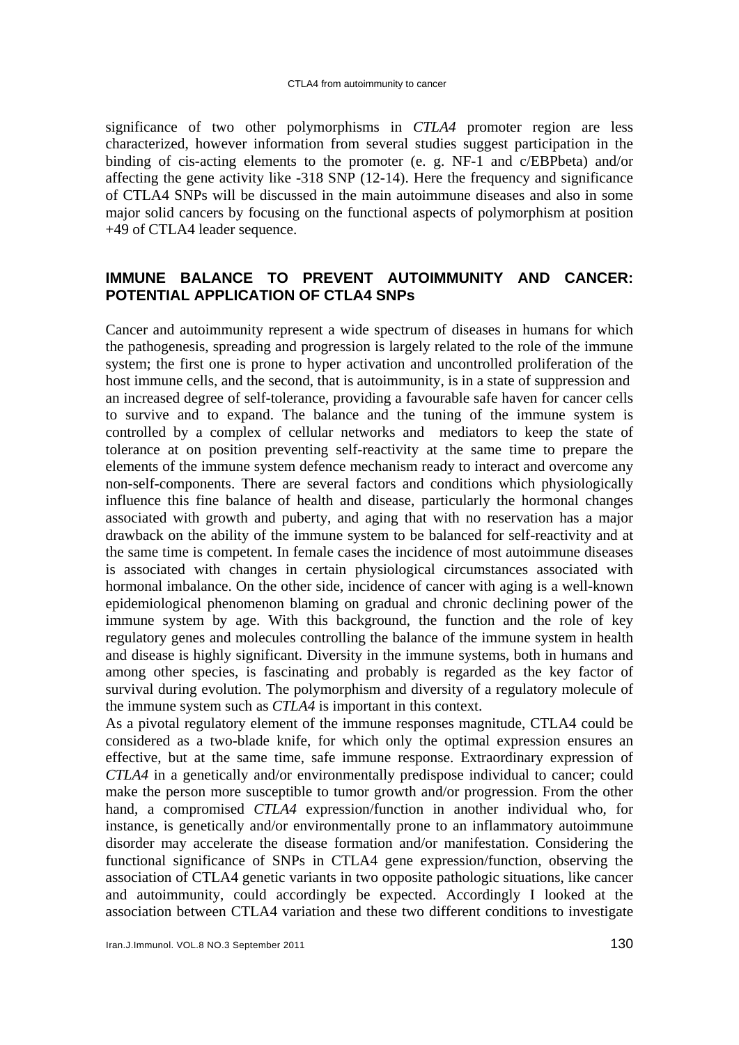significance of two other polymorphisms in *CTLA4* promoter region are less characterized, however information from several studies suggest participation in the binding of cis-acting elements to the promoter (e. g. NF-1 and c/EBPbeta) and/or affecting the gene activity like -318 SNP (12-14). Here the frequency and significance of CTLA4 SNPs will be discussed in the main autoimmune diseases and also in some major solid cancers by focusing on the functional aspects of polymorphism at position +49 of CTLA4 leader sequence.

## IMMUNE BALANCE TO PREVENT AUTOIMMUNITY AND CANCER: POTENTIAL APPLICATION OF CTLA4 SNPs

Cancer and autoimmunity represent a wide spectrum of diseases in humans for which the pathogenesis, spreading and progression is largely related to the role of the immune system; the first one is prone to hyper activation and uncontrolled proliferation of the host immune cells, and the second, that is autoimmunity, is in a state of suppression and an increased degree of self-tolerance, providing a favourable safe haven for cancer cells to survive and to expand. The balance and the tuning of the immune system is controlled by a complex of cellular networks and mediators to keep the state of tolerance at on position preventing self-reactivity at the same time to prepare the elements of the immune system defence mechanism ready to interact and overcome any non-self-components. There are several factors and conditions which physiologically influence this fine balance of health and disease, particularly the hormonal changes associated with growth and puberty, and aging that with no reservation has a major drawback on the ability of the immune system to be balanced for self-reactivity and at the same time is competent. In female cases the incidence of most autoimmune diseases is associated with changes in certain physiological circumstances associated with hormonal imbalance. On the other side, incidence of cancer with aging is a well-known epidemiological phenomenon blaming on gradual and chronic declining power of the immune system by age. With this background, the function and the role of key regulatory genes and molecules controlling the balance of the immune system in health and disease is highly significant. Diversity in the immune systems, both in humans and among other species, is fascinating and probably is regarded as the key factor of survival during evolution. The polymorphism and diversity of a regulatory molecule of the immune system such as *CTLA4* is important in this context.

As a pivotal regulatory element of the immune responses magnitude, CTLA4 could be considered as a two-blade knife, for which only the optimal expression ensures an effective, but at the same time, safe immune response. Extraordinary expression of *CTLA4* in a genetically and/or environmentally predispose individual to cancer; could make the person more susceptible to tumor growth and/or progression. From the other hand, a compromised *CTLA4* expression/function in another individual who, for instance, is genetically and/or environmentally prone to an inflammatory autoimmune disorder may accelerate the disease formation and/or manifestation. Considering the functional significance of SNPs in CTLA4 gene expression/function, observing the association of CTLA4 genetic variants in two opposite pathologic situations, like cancer and autoimmunity, could accordingly be expected. Accordingly I looked at the association between CTLA4 variation and these two different conditions to investigate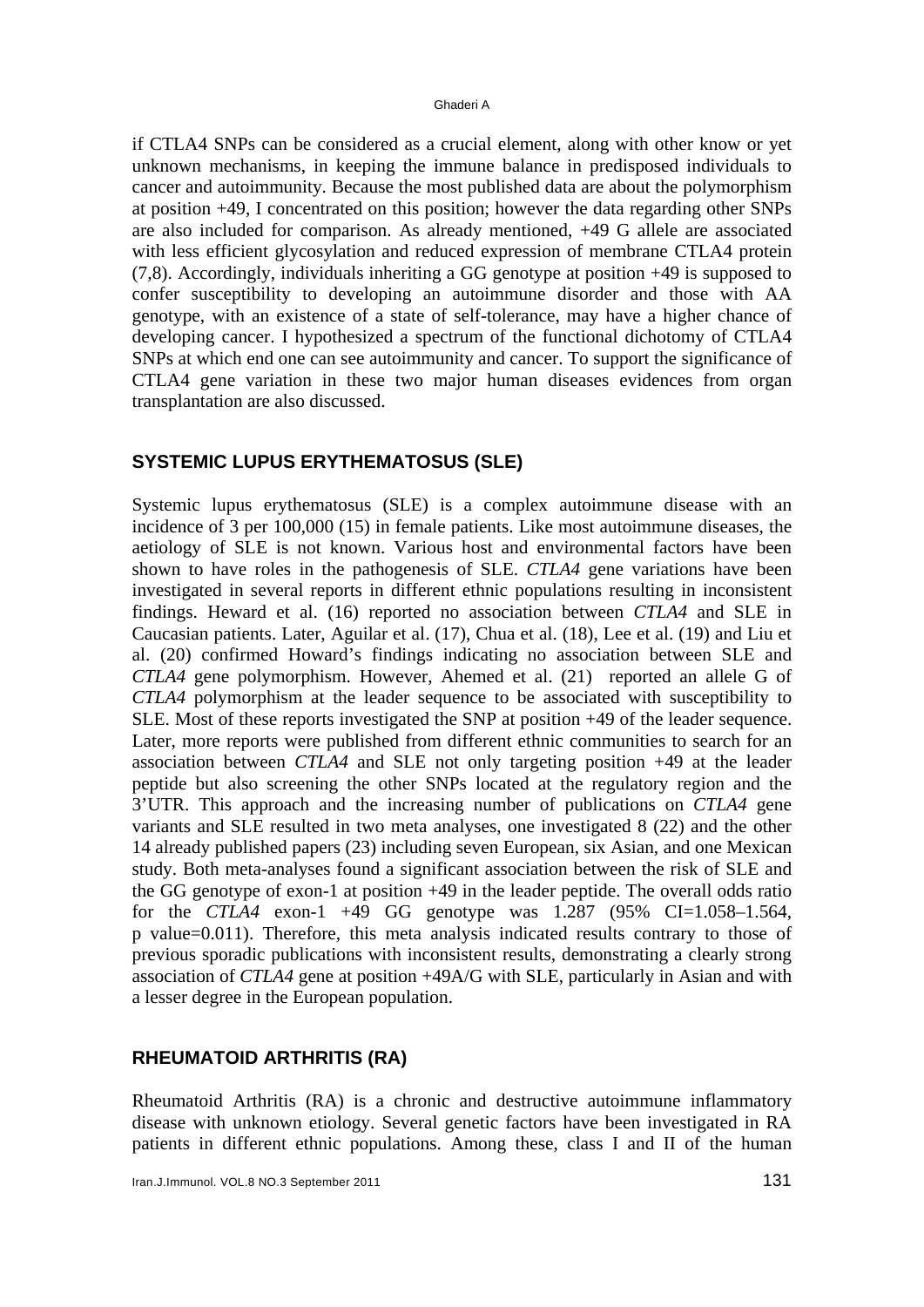if CTLA4 SNPs can be considered as a crucial element, along with other know or yet unknown mechanisms, in keeping the immune balance in predisposed individuals to cancer and autoimmunity. Because the most published data are about the polymorphism at position +49, I concentrated on this position; however the data regarding other SNPs are also included for comparison. As already mentioned, +49 G allele are associated with less efficient glycosylation and reduced expression of membrane CTLA4 protein (7,8). Accordingly, individuals inheriting a GG genotype at position +49 is supposed to confer susceptibility to developing an autoimmune disorder and those with AA genotype, with an existence of a state of self-tolerance, may have a higher chance of developing cancer. I hypothesized a spectrum of the functional dichotomy of CTLA4 SNPs at which end one can see autoimmunity and cancer. To support the significance of CTLA4 gene variation in these two major human diseases evidences from organ transplantation are also discussed.

## SYSTEMIC LUPUS ERYTHEMATOSUS (SLE)

Systemic lupus erythematosus (SLE) is a complex autoimmune disease with an incidence of 3 per 100,000 (15) in female patients. Like most autoimmune diseases, the aetiology of SLE is not known. Various host and environmental factors have been shown to have roles in the pathogenesis of SLE. *CTLA4* gene variations have been investigated in several reports in different ethnic populations resulting in inconsistent findings. Heward et al. (16) reported no association between *CTLA4* and SLE in Caucasian patients. Later, Aguilar et al. (17), Chua et al. (18), Lee et al. (19) and Liu et al. (20) confirmed Howard's findings indicating no association between SLE and *CTLA4* gene polymorphism. However, Ahemed et al. (21) reported an allele G of *CTLA4* polymorphism at the leader sequence to be associated with susceptibility to SLE. Most of these reports investigated the SNP at position +49 of the leader sequence. Later, more reports were published from different ethnic communities to search for an association between *CTLA4* and SLE not only targeting position +49 at the leader peptide but also screening the other SNPs located at the regulatory region and the 3'UTR. This approach and the increasing number of publications on *CTLA4* gene variants and SLE resulted in two meta analyses, one investigated 8 (22) and the other 14 already published papers (23) including seven European, six Asian, and one Mexican study. Both meta-analyses found a significant association between the risk of SLE and the GG genotype of exon-1 at position +49 in the leader peptide. The overall odds ratio for the *CTLA4* exon-1 +49 GG genotype was 1.287 (95% CI=1.058–1.564, p value=0.011). Therefore, this meta analysis indicated results contrary to those of previous sporadic publications with inconsistent results, demonstrating a clearly strong association of *CTLA4* gene at position +49A/G with SLE, particularly in Asian and with a lesser degree in the European population.

## RHEUMATOID ARTHRITIS (RA)

Rheumatoid Arthritis (RA) is a chronic and destructive autoimmune inflammatory disease with unknown etiology. Several genetic factors have been investigated in RA patients in different ethnic populations. Among these, class I and II of the human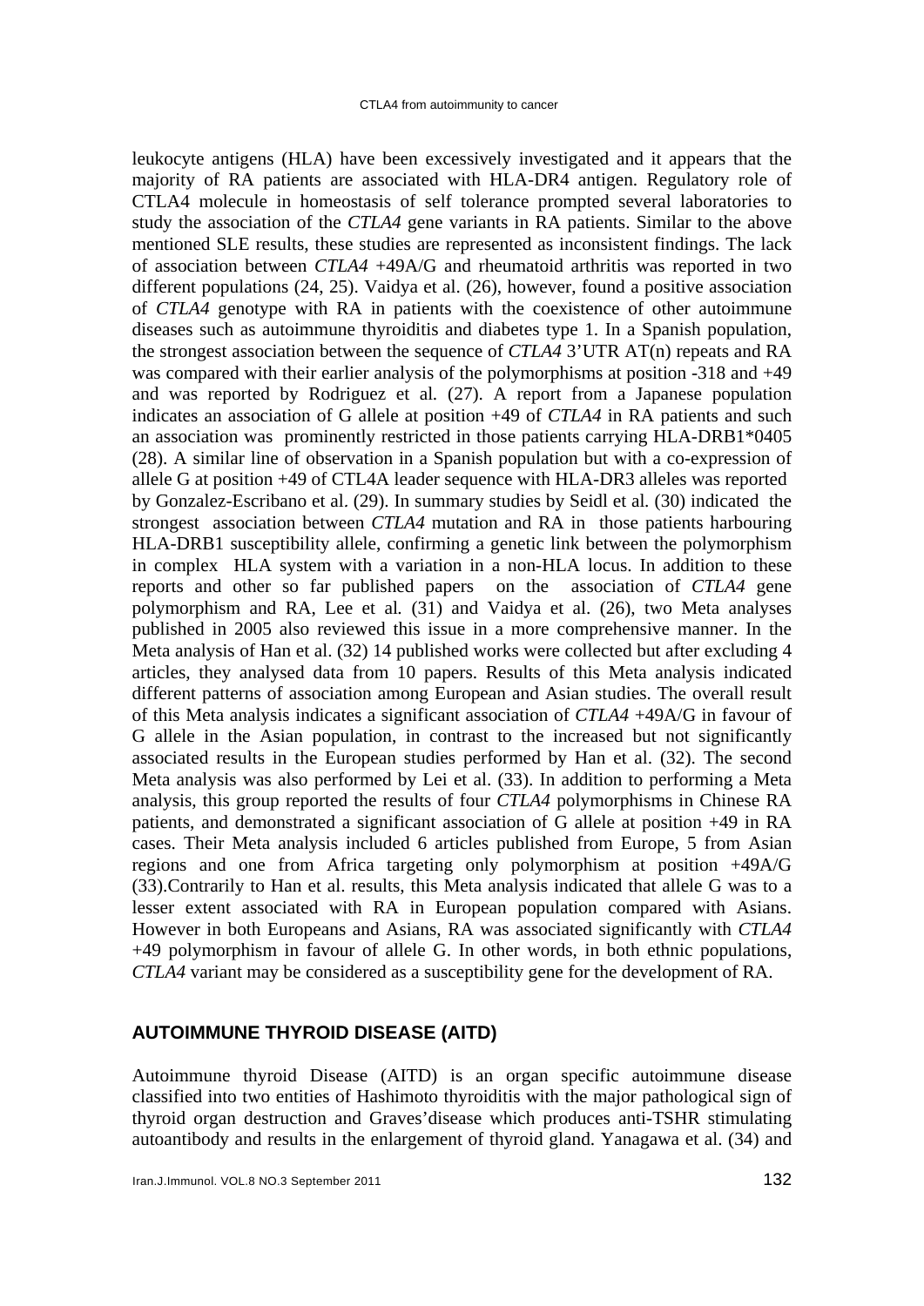leukocyte antigens (HLA) have been excessively investigated and it appears that the majority of RA patients are associated with HLA-DR4 antigen. Regulatory role of CTLA4 molecule in homeostasis of self tolerance prompted several laboratories to study the association of the *CTLA4* gene variants in RA patients. Similar to the above mentioned SLE results, these studies are represented as inconsistent findings. The lack of association between *CTLA4* +49A/G and rheumatoid arthritis was reported in two different populations (24, 25). Vaidya et al. (26), however, found a positive association of *CTLA4* genotype with RA in patients with the coexistence of other autoimmune diseases such as autoimmune thyroiditis and diabetes type 1. In a Spanish population, the strongest association between the sequence of *CTLA4* 3'UTR AT(n) repeats and RA was compared with their earlier analysis of the polymorphisms at position -318 and +49 and was reported by Rodriguez et al. (27). A report from a Japanese population indicates an association of G allele at position +49 of *CTLA4* in RA patients and such an association was prominently restricted in those patients carrying HLA-DRB1*0405 (28). A similar line of observation in a Spanish population but with a co-expression of allele G at position +49 of CTL4A leader sequence with HLA-DR3 alleles was reported by Gonzalez-Escribano et al. (29). In summary studies by Seidl et al. (30) indicated the strongest association between *CTLA4* mutation and RA in those patients harbouring HLA-DRB1 susceptibility allele, confirming a genetic link between the polymorphism in complex HLA system with a variation in a non-HLA locus. In addition to these reports and other so far published papers on the association of *CTLA4* gene polymorphism and RA, Lee et al. (31) and Vaidya et al. (26), two Meta analyses published in 2005 also reviewed this issue in a more comprehensive manner. In the Meta analysis of Han et al. (32) 14 published works were collected but after excluding 4 articles, they analysed data from 10 papers. Results of this Meta analysis indicated different patterns of association among European and Asian studies. The overall result of this Meta analysis indicates a significant association of *CTLA4* +49A/G in favour of G allele in the Asian population, in contrast to the increased but not significantly associated results in the European studies performed by Han et al. (32). The second Meta analysis was also performed by Lei et al. (33). In addition to performing a Meta analysis, this group reported the results of four *CTLA4* polymorphisms in Chinese RA patients, and demonstrated a significant association of G allele at position +49 in RA cases. Their Meta analysis included 6 articles published from Europe, 5 from Asian regions and one from Africa targeting only polymorphism at position +49A/G (33).Contrarily to Han et al. results, this Meta analysis indicated that allele G was to a lesser extent associated with RA in European population compared with Asians. However in both Europeans and Asians, RA was associated significantly with *CTLA4* +49 polymorphism in favour of allele G. In other words, in both ethnic populations, *CTLA4* variant may be considered as a susceptibility gene for the development of RA.

## AUTOIMMUNE THYROID DISEASE (AITD)

Autoimmune thyroid Disease (AITD) is an organ specific autoimmune disease classified into two entities of Hashimoto thyroiditis with the major pathological sign of thyroid organ destruction and Graves'disease which produces anti-TSHR stimulating autoantibody and results in the enlargement of thyroid gland. Yanagawa et al. (34) and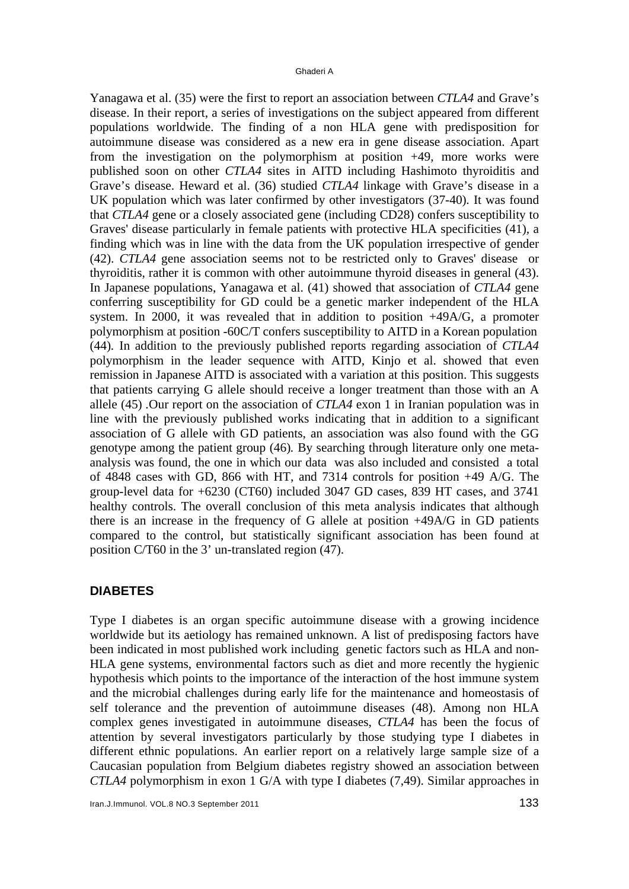Yanagawa et al. (35) were the first to report an association between *CTLA4* and Grave's disease. In their report, a series of investigations on the subject appeared from different populations worldwide. The finding of a non HLA gene with predisposition for autoimmune disease was considered as a new era in gene disease association. Apart from the investigation on the polymorphism at position +49, more works were published soon on other *CTLA4* sites in AITD including Hashimoto thyroiditis and Grave's disease. Heward et al. (36) studied *CTLA4* linkage with Grave's disease in a UK population which was later confirmed by other investigators (37-40). It was found that *CTLA4* gene or a closely associated gene (including CD28) confers susceptibility to Graves' disease particularly in female patients with protective HLA specificities (41), a finding which was in line with the data from the UK population irrespective of gender (42). *CTLA4* gene association seems not to be restricted only to Graves' disease or thyroiditis, rather it is common with other autoimmune thyroid diseases in general (43). In Japanese populations, Yanagawa et al. (41) showed that association of *CTLA4* gene conferring susceptibility for GD could be a genetic marker independent of the HLA system. In 2000, it was revealed that in addition to position +49A/G, a promoter polymorphism at position -60C/T confers susceptibility to AITD in a Korean population (44). In addition to the previously published reports regarding association of *CTLA4* polymorphism in the leader sequence with AITD, Kinjo et al. showed that even remission in Japanese AITD is associated with a variation at this position. This suggests that patients carrying G allele should receive a longer treatment than those with an A allele (45) .Our report on the association of *CTLA4* exon 1 in Iranian population was in line with the previously published works indicating that in addition to a significant association of G allele with GD patients, an association was also found with the GG genotype among the patient group (46). By searching through literature only one meta-analysis was found, the one in which our data was also included and consisted a total of 4848 cases with GD, 866 with HT, and 7314 controls for position +49 A/G. The group-level data for +6230 (CT60) included 3047 GD cases, 839 HT cases, and 3741 healthy controls. The overall conclusion of this meta analysis indicates that although there is an increase in the frequency of G allele at position +49A/G in GD patients compared to the control, but statistically significant association has been found at position C/T60 in the 3' un-translated region (47).

## DIABETES

Type I diabetes is an organ specific autoimmune disease with a growing incidence worldwide but its aetiology has remained unknown. A list of predisposing factors have been indicated in most published work including genetic factors such as HLA and non-HLA gene systems, environmental factors such as diet and more recently the hygienic hypothesis which points to the importance of the interaction of the host immune system and the microbial challenges during early life for the maintenance and homeostasis of self tolerance and the prevention of autoimmune diseases (48). Among non HLA complex genes investigated in autoimmune diseases, *CTLA4* has been the focus of attention by several investigators particularly by those studying type I diabetes in different ethnic populations. An earlier report on a relatively large sample size of a Caucasian population from Belgium diabetes registry showed an association between *CTLA4* polymorphism in exon 1 G/A with type I diabetes (7,49). Similar approaches in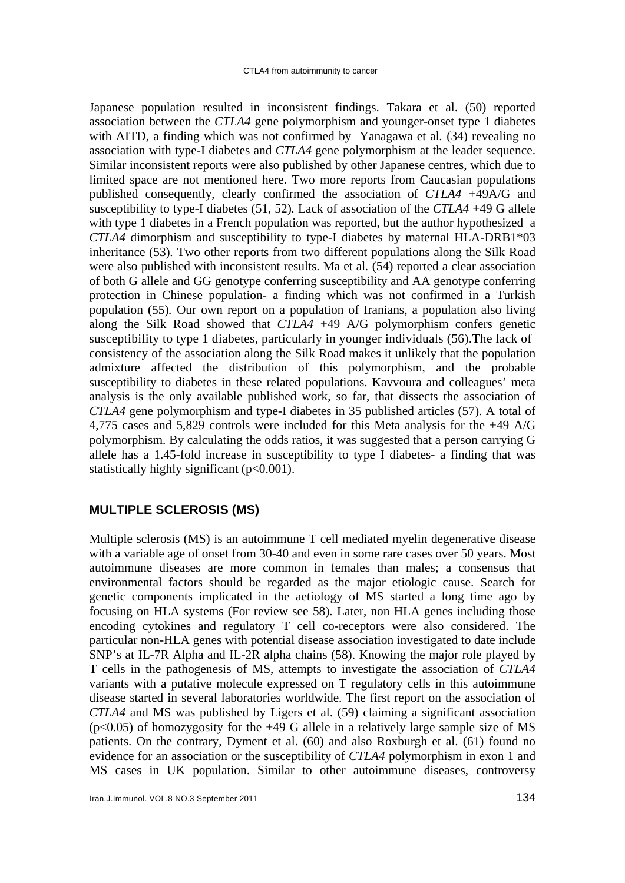Japanese population resulted in inconsistent findings. Takara et al. (50) reported association between the *CTLA4* gene polymorphism and younger-onset type 1 diabetes with AITD, a finding which was not confirmed by Yanagawa et al. (34) revealing no association with type-I diabetes and *CTLA4* gene polymorphism at the leader sequence. Similar inconsistent reports were also published by other Japanese centres, which due to limited space are not mentioned here. Two more reports from Caucasian populations published consequently, clearly confirmed the association of *CTLA4* +49A/G and susceptibility to type-I diabetes (51, 52). Lack of association of the *CTLA4* +49 G allele with type 1 diabetes in a French population was reported, but the author hypothesized a *CTLA4* dimorphism and susceptibility to type-I diabetes by maternal HLA-DRB1*03 inheritance (53). Two other reports from two different populations along the Silk Road were also published with inconsistent results. Ma et al. (54) reported a clear association of both G allele and GG genotype conferring susceptibility and AA genotype conferring protection in Chinese population- a finding which was not confirmed in a Turkish population (55). Our own report on a population of Iranians, a population also living along the Silk Road showed that *CTLA4* +49 A/G polymorphism confers genetic susceptibility to type 1 diabetes, particularly in younger individuals (56).The lack of consistency of the association along the Silk Road makes it unlikely that the population admixture affected the distribution of this polymorphism, and the probable susceptibility to diabetes in these related populations. Kavvoura and colleagues' meta analysis is the only available published work, so far, that dissects the association of *CTLA4* gene polymorphism and type-I diabetes in 35 published articles (57). A total of 4,775 cases and 5,829 controls were included for this Meta analysis for the +49 A/G polymorphism. By calculating the odds ratios, it was suggested that a person carrying G allele has a 1.45-fold increase in susceptibility to type I diabetes- a finding that was statistically highly significant ($p<0.001$).

## MULTIPLE SCLEROSIS (MS)

Multiple sclerosis (MS) is an autoimmune T cell mediated myelin degenerative disease with a variable age of onset from 30-40 and even in some rare cases over 50 years. Most autoimmune diseases are more common in females than males; a consensus that environmental factors should be regarded as the major etiologic cause. Search for genetic components implicated in the aetiology of MS started a long time ago by focusing on HLA systems (For review see 58). Later, non HLA genes including those encoding cytokines and regulatory T cell co-receptors were also considered. The particular non-HLA genes with potential disease association investigated to date include SNP's at IL-7R Alpha and IL-2R alpha chains (58). Knowing the major role played by T cells in the pathogenesis of MS, attempts to investigate the association of *CTLA4* variants with a putative molecule expressed on T regulatory cells in this autoimmune disease started in several laboratories worldwide. The first report on the association of *CTLA4* and MS was published by Ligers et al. (59) claiming a significant association ($p<0.05$) of homozygosity for the +49 G allele in a relatively large sample size of MS patients. On the contrary, Dyment et al. (60) and also Roxburgh et al. (61) found no evidence for an association or the susceptibility of *CTLA4* polymorphism in exon 1 and MS cases in UK population. Similar to other autoimmune diseases, controversy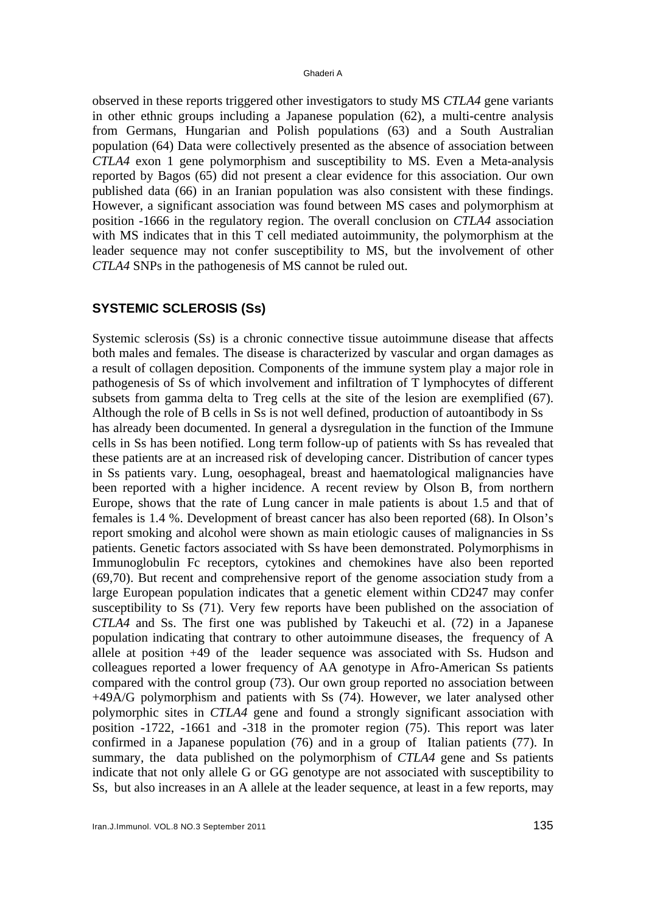observed in these reports triggered other investigators to study MS *CTLA4* gene variants in other ethnic groups including a Japanese population (62), a multi-centre analysis from Germans, Hungarian and Polish populations (63) and a South Australian population (64) Data were collectively presented as the absence of association between *CTLA4* exon 1 gene polymorphism and susceptibility to MS. Even a Meta-analysis reported by Bagos (65) did not present a clear evidence for this association. Our own published data (66) in an Iranian population was also consistent with these findings. However, a significant association was found between MS cases and polymorphism at position -1666 in the regulatory region. The overall conclusion on *CTLA4* association with MS indicates that in this T cell mediated autoimmunity, the polymorphism at the leader sequence may not confer susceptibility to MS, but the involvement of other *CTLA4* SNPs in the pathogenesis of MS cannot be ruled out.

## SYSTEMIC SCLEROSIS (Ss)

Systemic sclerosis (Ss) is a chronic connective tissue autoimmune disease that affects both males and females. The disease is characterized by vascular and organ damages as a result of collagen deposition. Components of the immune system play a major role in pathogenesis of Ss of which involvement and infiltration of T lymphocytes of different subsets from gamma delta to Treg cells at the site of the lesion are exemplified (67). Although the role of B cells in Ss is not well defined, production of autoantibody in Ss has already been documented. In general a dysregulation in the function of the Immune cells in Ss has been notified. Long term follow-up of patients with Ss has revealed that these patients are at an increased risk of developing cancer. Distribution of cancer types in Ss patients vary. Lung, oesophageal, breast and haematological malignancies have been reported with a higher incidence. A recent review by Olson B, from northern Europe, shows that the rate of Lung cancer in male patients is about 1.5 and that of females is 1.4 %. Development of breast cancer has also been reported (68). In Olson's report smoking and alcohol were shown as main etiologic causes of malignancies in Ss patients. Genetic factors associated with Ss have been demonstrated. Polymorphisms in Immunoglobulin Fc receptors, cytokines and chemokines have also been reported (69,70). But recent and comprehensive report of the genome association study from a large European population indicates that a genetic element within CD247 may confer susceptibility to Ss (71). Very few reports have been published on the association of *CTLA4* and Ss. The first one was published by Takeuchi et al. (72) in a Japanese population indicating that contrary to other autoimmune diseases, the frequency of A allele at position +49 of the leader sequence was associated with Ss. Hudson and colleagues reported a lower frequency of AA genotype in Afro-American Ss patients compared with the control group (73). Our own group reported no association between +49A/G polymorphism and patients with Ss (74). However, we later analysed other polymorphic sites in *CTLA4* gene and found a strongly significant association with position -1722, -1661 and -318 in the promoter region (75). This report was later confirmed in a Japanese population (76) and in a group of Italian patients (77). In summary, the data published on the polymorphism of *CTLA4* gene and Ss patients indicate that not only allele G or GG genotype are not associated with susceptibility to Ss, but also increases in an A allele at the leader sequence, at least in a few reports, may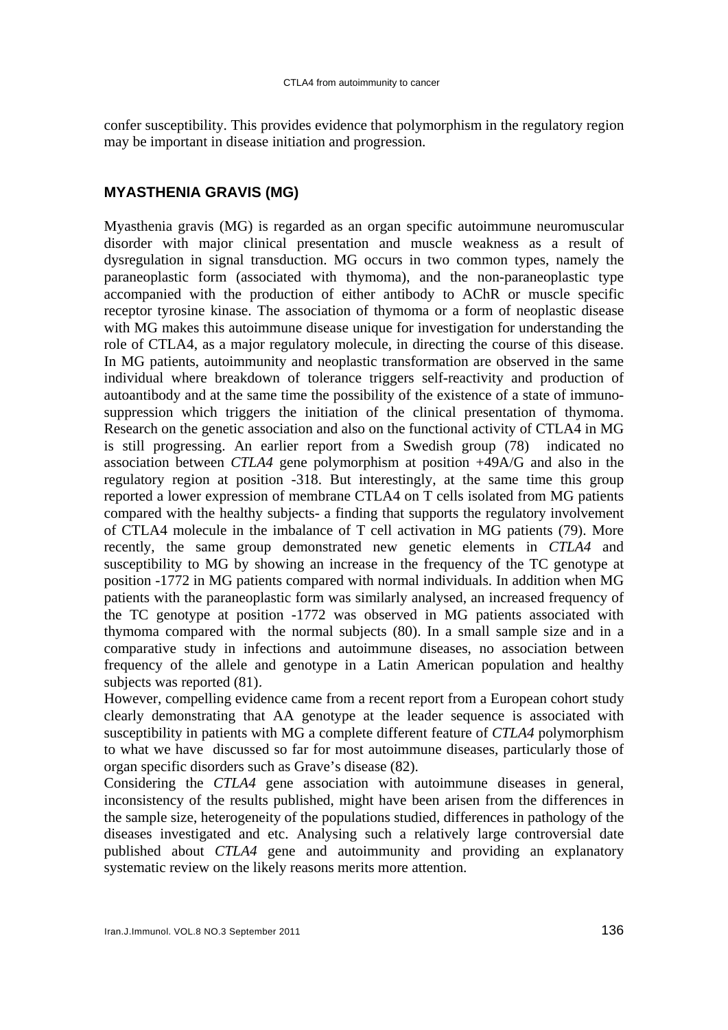confer susceptibility. This provides evidence that polymorphism in the regulatory region may be important in disease initiation and progression.

## MYASTHENIA GRAVIS (MG)

Myasthenia gravis (MG) is regarded as an organ specific autoimmune neuromuscular disorder with major clinical presentation and muscle weakness as a result of dysregulation in signal transduction. MG occurs in two common types, namely the paraneoplastic form (associated with thymoma), and the non-paraneoplastic type accompanied with the production of either antibody to AChR or muscle specific receptor tyrosine kinase. The association of thymoma or a form of neoplastic disease with MG makes this autoimmune disease unique for investigation for understanding the role of CTLA4, as a major regulatory molecule, in directing the course of this disease. In MG patients, autoimmunity and neoplastic transformation are observed in the same individual where breakdown of tolerance triggers self-reactivity and production of autoantibody and at the same time the possibility of the existence of a state of immuno-suppression which triggers the initiation of the clinical presentation of thymoma. Research on the genetic association and also on the functional activity of CTLA4 in MG is still progressing. An earlier report from a Swedish group (78) indicated no association between *CTLA4* gene polymorphism at position +49A/G and also in the regulatory region at position -318. But interestingly, at the same time this group reported a lower expression of membrane CTLA4 on T cells isolated from MG patients compared with the healthy subjects- a finding that supports the regulatory involvement of CTLA4 molecule in the imbalance of T cell activation in MG patients (79). More recently, the same group demonstrated new genetic elements in *CTLA4* and susceptibility to MG by showing an increase in the frequency of the TC genotype at position -1772 in MG patients compared with normal individuals. In addition when MG patients with the paraneoplastic form was similarly analysed, an increased frequency of the TC genotype at position -1772 was observed in MG patients associated with thymoma compared with the normal subjects (80). In a small sample size and in a comparative study in infections and autoimmune diseases, no association between frequency of the allele and genotype in a Latin American population and healthy subjects was reported (81).

However, compelling evidence came from a recent report from a European cohort study clearly demonstrating that AA genotype at the leader sequence is associated with susceptibility in patients with MG a complete different feature of *CTLA4* polymorphism to what we have discussed so far for most autoimmune diseases, particularly those of organ specific disorders such as Grave's disease (82).

Considering the *CTLA4* gene association with autoimmune diseases in general, inconsistency of the results published, might have been arisen from the differences in the sample size, heterogeneity of the populations studied, differences in pathology of the diseases investigated and etc. Analysing such a relatively large controversial date published about *CTLA4* gene and autoimmunity and providing an explanatory systematic review on the likely reasons merits more attention.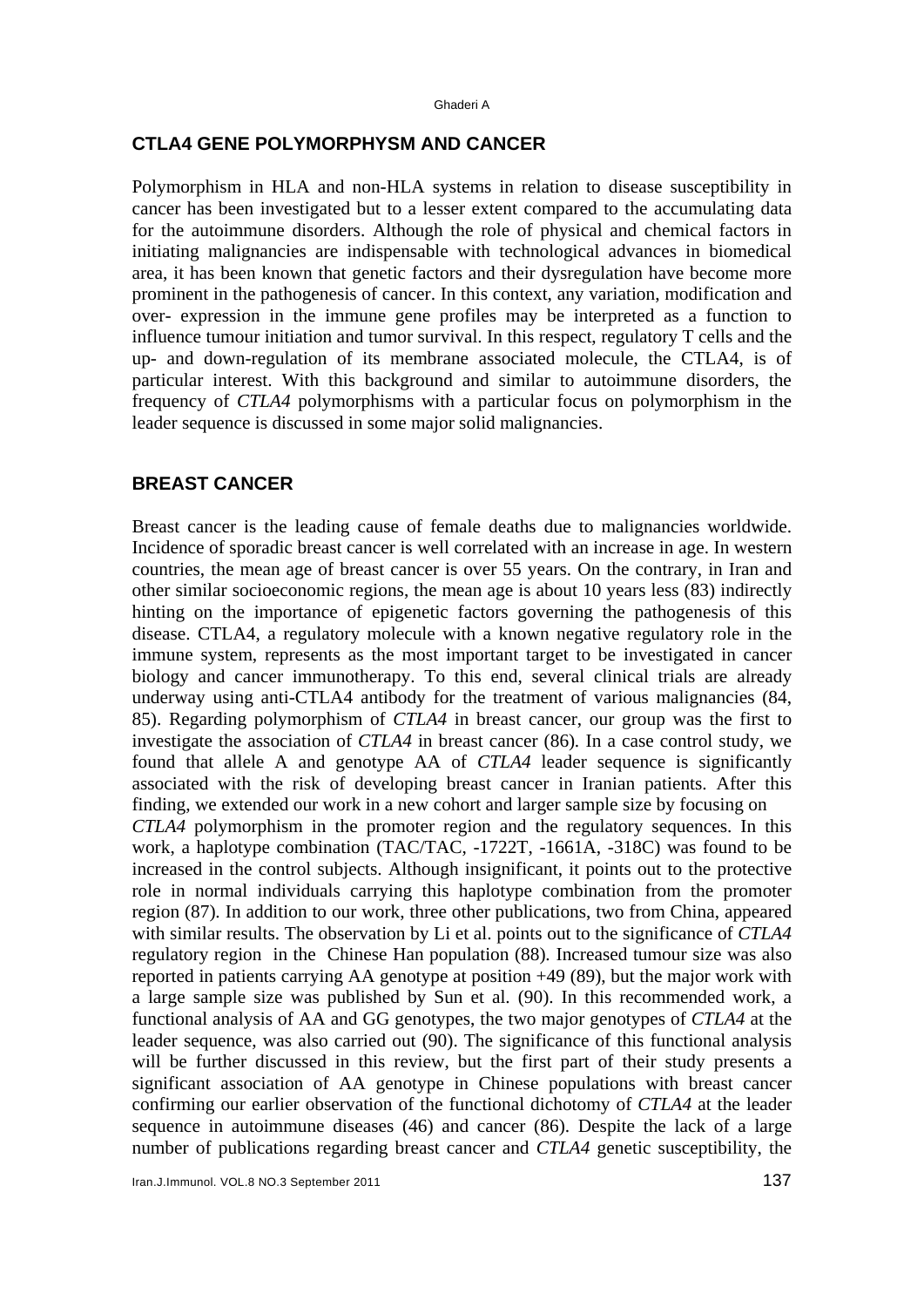## CTLA4 GENE POLYMORPHYSM AND CANCER

Polymorphism in HLA and non-HLA systems in relation to disease susceptibility in cancer has been investigated but to a lesser extent compared to the accumulating data for the autoimmune disorders. Although the role of physical and chemical factors in initiating malignancies are indispensable with technological advances in biomedical area, it has been known that genetic factors and their dysregulation have become more prominent in the pathogenesis of cancer. In this context, any variation, modification and over- expression in the immune gene profiles may be interpreted as a function to influence tumour initiation and tumor survival. In this respect, regulatory T cells and the up- and down-regulation of its membrane associated molecule, the CTLA4, is of particular interest. With this background and similar to autoimmune disorders, the frequency of *CTLA4* polymorphisms with a particular focus on polymorphism in the leader sequence is discussed in some major solid malignancies.

## BREAST CANCER

Breast cancer is the leading cause of female deaths due to malignancies worldwide. Incidence of sporadic breast cancer is well correlated with an increase in age. In western countries, the mean age of breast cancer is over 55 years. On the contrary, in Iran and other similar socioeconomic regions, the mean age is about 10 years less (83) indirectly hinting on the importance of epigenetic factors governing the pathogenesis of this disease. CTLA4, a regulatory molecule with a known negative regulatory role in the immune system, represents as the most important target to be investigated in cancer biology and cancer immunotherapy. To this end, several clinical trials are already underway using anti-CTLA4 antibody for the treatment of various malignancies (84, 85). Regarding polymorphism of *CTLA4* in breast cancer, our group was the first to investigate the association of *CTLA4* in breast cancer (86). In a case control study, we found that allele A and genotype AA of *CTLA4* leader sequence is significantly associated with the risk of developing breast cancer in Iranian patients. After this finding, we extended our work in a new cohort and larger sample size by focusing on *CTLA4* polymorphism in the promoter region and the regulatory sequences. In this work, a haplotype combination (TAC/TAC, -1722T, -1661A, -318C) was found to be increased in the control subjects. Although insignificant, it points out to the protective role in normal individuals carrying this haplotype combination from the promoter region (87). In addition to our work, three other publications, two from China, appeared with similar results. The observation by Li et al. points out to the significance of *CTLA4* regulatory region in the Chinese Han population (88). Increased tumour size was also reported in patients carrying AA genotype at position +49 (89), but the major work with a large sample size was published by Sun et al. (90). In this recommended work, a functional analysis of AA and GG genotypes, the two major genotypes of *CTLA4* at the leader sequence, was also carried out (90). The significance of this functional analysis will be further discussed in this review, but the first part of their study presents a significant association of AA genotype in Chinese populations with breast cancer confirming our earlier observation of the functional dichotomy of *CTLA4* at the leader sequence in autoimmune diseases (46) and cancer (86). Despite the lack of a large number of publications regarding breast cancer and *CTLA4* genetic susceptibility, the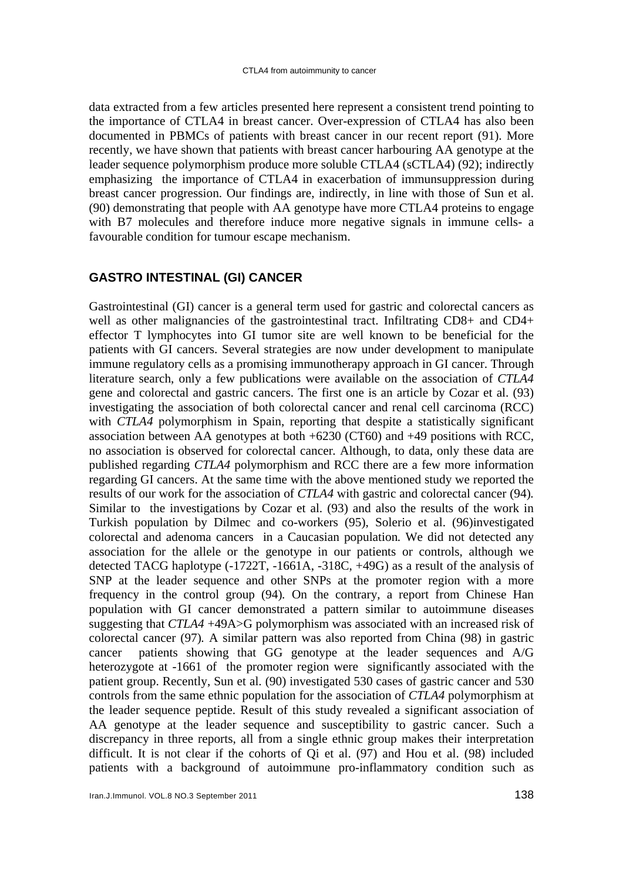data extracted from a few articles presented here represent a consistent trend pointing to the importance of CTLA4 in breast cancer. Over-expression of CTLA4 has also been documented in PBMCs of patients with breast cancer in our recent report (91). More recently, we have shown that patients with breast cancer harbouring AA genotype at the leader sequence polymorphism produce more soluble CTLA4 (sCTLA4) (92); indirectly emphasizing the importance of CTLA4 in exacerbation of immunsuppression during breast cancer progression. Our findings are, indirectly, in line with those of Sun et al. (90) demonstrating that people with AA genotype have more CTLA4 proteins to engage with B7 molecules and therefore induce more negative signals in immune cells- a favourable condition for tumour escape mechanism.

## GASTRO INTESTINAL (GI) CANCER

Gastrointestinal (GI) cancer is a general term used for gastric and colorectal cancers as well as other malignancies of the gastrointestinal tract. Infiltrating CD8+ and CD4+ effector T lymphocytes into GI tumor site are well known to be beneficial for the patients with GI cancers. Several strategies are now under development to manipulate immune regulatory cells as a promising immunotherapy approach in GI cancer. Through literature search, only a few publications were available on the association of *CTLA4* gene and colorectal and gastric cancers. The first one is an article by Cozar et al. (93) investigating the association of both colorectal cancer and renal cell carcinoma (RCC) with *CTLA4* polymorphism in Spain, reporting that despite a statistically significant association between AA genotypes at both +6230 (CT60) and +49 positions with RCC, no association is observed for colorectal cancer. Although, to data, only these data are published regarding *CTLA4* polymorphism and RCC there are a few more information regarding GI cancers. At the same time with the above mentioned study we reported the results of our work for the association of *CTLA4* with gastric and colorectal cancer (94). Similar to the investigations by Cozar et al. (93) and also the results of the work in Turkish population by Dilmec and co-workers (95), Solerio et al. (96)investigated colorectal and adenoma cancers in a Caucasian population. We did not detected any association for the allele or the genotype in our patients or controls, although we detected TACG haplotype (-1722T, -1661A, -318C, +49G) as a result of the analysis of SNP at the leader sequence and other SNPs at the promoter region with a more frequency in the control group (94). On the contrary, a report from Chinese Han population with GI cancer demonstrated a pattern similar to autoimmune diseases suggesting that *CTLA4* +49A>G polymorphism was associated with an increased risk of colorectal cancer (97). A similar pattern was also reported from China (98) in gastric cancer patients showing that GG genotype at the leader sequences and A/G heterozygote at -1661 of the promoter region were significantly associated with the patient group. Recently, Sun et al. (90) investigated 530 cases of gastric cancer and 530 controls from the same ethnic population for the association of *CTLA4* polymorphism at the leader sequence peptide. Result of this study revealed a significant association of AA genotype at the leader sequence and susceptibility to gastric cancer. Such a discrepancy in three reports, all from a single ethnic group makes their interpretation difficult. It is not clear if the cohorts of Qi et al. (97) and Hou et al. (98) included patients with a background of autoimmune pro-inflammatory condition such as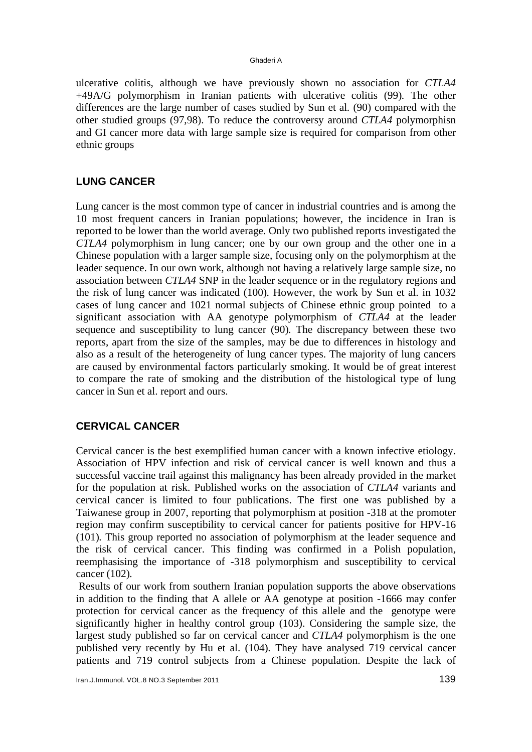ulcerative colitis, although we have previously shown no association for *CTLA4* +49A/G polymorphism in Iranian patients with ulcerative colitis (99). The other differences are the large number of cases studied by Sun et al. (90) compared with the other studied groups (97,98). To reduce the controversy around *CTLA4* polymorphisn and GI cancer more data with large sample size is required for comparison from other ethnic groups

## LUNG CANCER

Lung cancer is the most common type of cancer in industrial countries and is among the 10 most frequent cancers in Iranian populations; however, the incidence in Iran is reported to be lower than the world average. Only two published reports investigated the *CTLA4* polymorphism in lung cancer; one by our own group and the other one in a Chinese population with a larger sample size, focusing only on the polymorphism at the leader sequence. In our own work, although not having a relatively large sample size, no association between *CTLA4* SNP in the leader sequence or in the regulatory regions and the risk of lung cancer was indicated (100). However, the work by Sun et al. in 1032 cases of lung cancer and 1021 normal subjects of Chinese ethnic group pointed to a significant association with AA genotype polymorphism of *CTLA4* at the leader sequence and susceptibility to lung cancer (90). The discrepancy between these two reports, apart from the size of the samples, may be due to differences in histology and also as a result of the heterogeneity of lung cancer types. The majority of lung cancers are caused by environmental factors particularly smoking. It would be of great interest to compare the rate of smoking and the distribution of the histological type of lung cancer in Sun et al. report and ours.

## CERVICAL CANCER

Cervical cancer is the best exemplified human cancer with a known infective etiology. Association of HPV infection and risk of cervical cancer is well known and thus a successful vaccine trail against this malignancy has been already provided in the market for the population at risk. Published works on the association of *CTLA4* variants and cervical cancer is limited to four publications. The first one was published by a Taiwanese group in 2007, reporting that polymorphism at position -318 at the promoter region may confirm susceptibility to cervical cancer for patients positive for HPV-16 (101). This group reported no association of polymorphism at the leader sequence and the risk of cervical cancer. This finding was confirmed in a Polish population, reemphasising the importance of -318 polymorphism and susceptibility to cervical cancer (102).

Results of our work from southern Iranian population supports the above observations in addition to the finding that A allele or AA genotype at position -1666 may confer protection for cervical cancer as the frequency of this allele and the genotype were significantly higher in healthy control group (103). Considering the sample size, the largest study published so far on cervical cancer and *CTLA4* polymorphism is the one published very recently by Hu et al. (104). They have analysed 719 cervical cancer patients and 719 control subjects from a Chinese population. Despite the lack of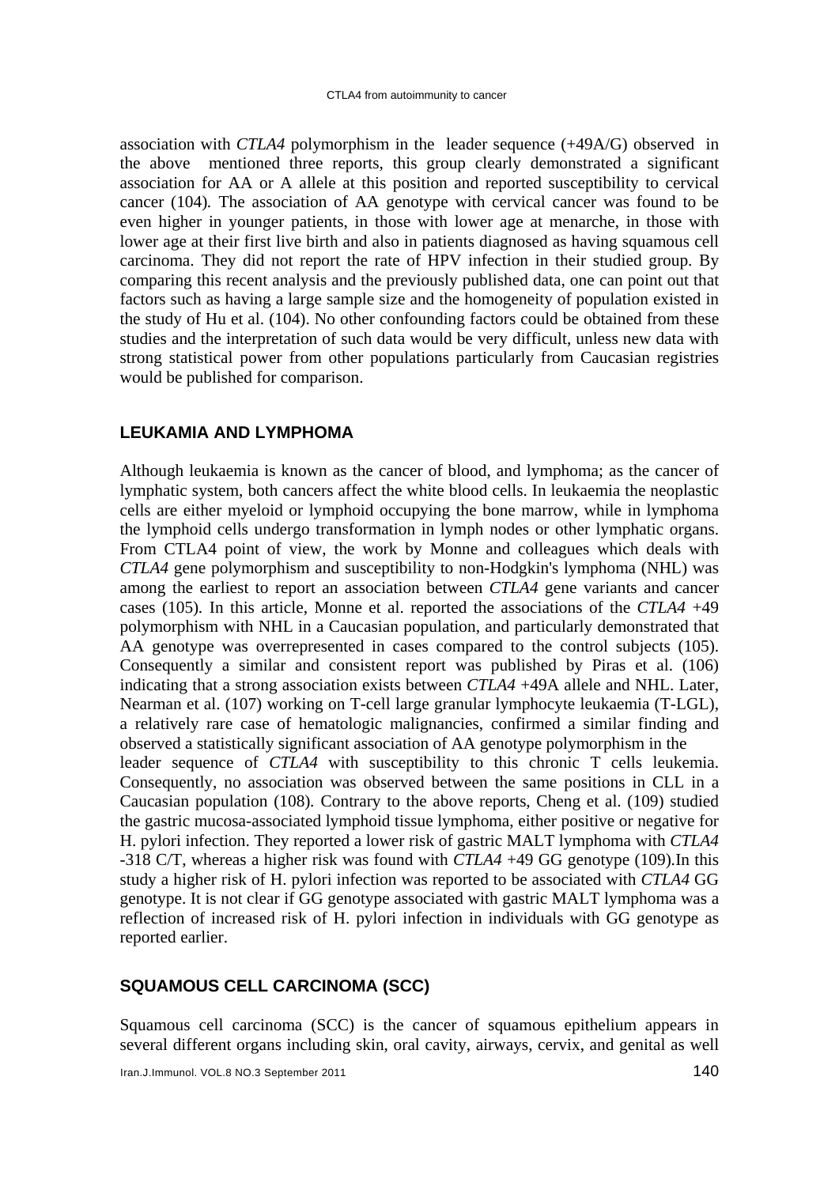association with *CTLA4* polymorphism in the leader sequence (+49A/G) observed in the above mentioned three reports, this group clearly demonstrated a significant association for AA or A allele at this position and reported susceptibility to cervical cancer (104). The association of AA genotype with cervical cancer was found to be even higher in younger patients, in those with lower age at menarche, in those with lower age at their first live birth and also in patients diagnosed as having squamous cell carcinoma. They did not report the rate of HPV infection in their studied group. By comparing this recent analysis and the previously published data, one can point out that factors such as having a large sample size and the homogeneity of population existed in the study of Hu et al. (104). No other confounding factors could be obtained from these studies and the interpretation of such data would be very difficult, unless new data with strong statistical power from other populations particularly from Caucasian registries would be published for comparison.

## LEUKAMIA AND LYMPHOMA

Although leukaemia is known as the cancer of blood, and lymphoma; as the cancer of lymphatic system, both cancers affect the white blood cells. In leukaemia the neoplastic cells are either myeloid or lymphoid occupying the bone marrow, while in lymphoma the lymphoid cells undergo transformation in lymph nodes or other lymphatic organs. From CTLA4 point of view, the work by Monne and colleagues which deals with *CTLA4* gene polymorphism and susceptibility to non-Hodgkin's lymphoma (NHL) was among the earliest to report an association between *CTLA4* gene variants and cancer cases (105). In this article, Monne et al. reported the associations of the *CTLA4* +49 polymorphism with NHL in a Caucasian population, and particularly demonstrated that AA genotype was overrepresented in cases compared to the control subjects (105). Consequently a similar and consistent report was published by Piras et al. (106) indicating that a strong association exists between *CTLA4* +49A allele and NHL. Later, Nearman et al. (107) working on T-cell large granular lymphocyte leukaemia (T-LGL), a relatively rare case of hematologic malignancies, confirmed a similar finding and observed a statistically significant association of AA genotype polymorphism in the leader sequence of *CTLA4* with susceptibility to this chronic T cells leukemia. Consequently, no association was observed between the same positions in CLL in a Caucasian population (108). Contrary to the above reports, Cheng et al. (109) studied the gastric mucosa-associated lymphoid tissue lymphoma, either positive or negative for H. pylori infection. They reported a lower risk of gastric MALT lymphoma with *CTLA4* -318 C/T, whereas a higher risk was found with *CTLA4* +49 GG genotype (109).In this study a higher risk of H. pylori infection was reported to be associated with *CTLA4* GG genotype. It is not clear if GG genotype associated with gastric MALT lymphoma was a reflection of increased risk of H. pylori infection in individuals with GG genotype as reported earlier.

## SQUAMOUS CELL CARCINOMA (SCC)

Squamous cell carcinoma (SCC) is the cancer of squamous epithelium appears in several different organs including skin, oral cavity, airways, cervix, and genital as well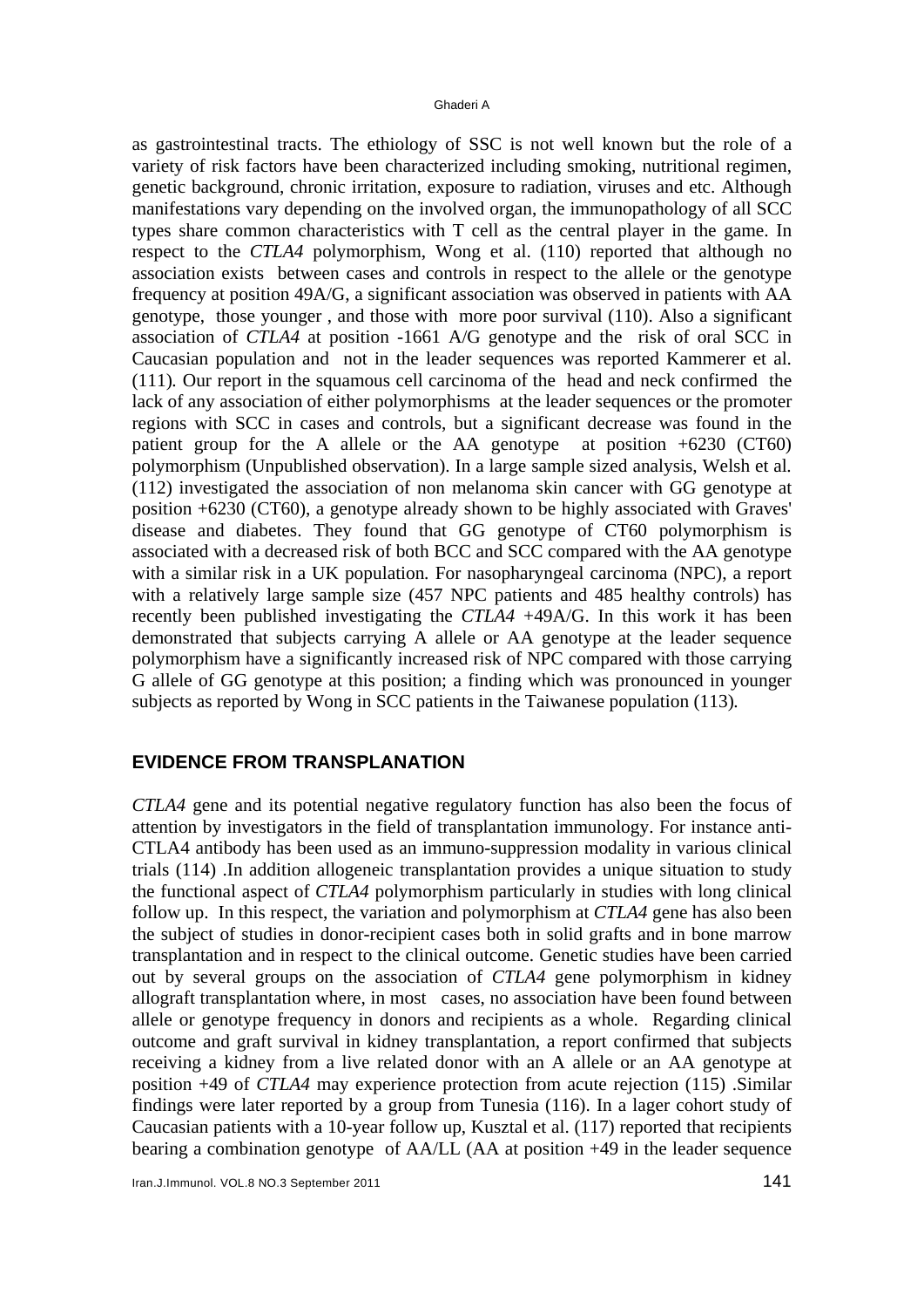as gastrointestinal tracts. The ethiology of SSC is not well known but the role of a variety of risk factors have been characterized including smoking, nutritional regimen, genetic background, chronic irritation, exposure to radiation, viruses and etc. Although manifestations vary depending on the involved organ, the immunopathology of all SCC types share common characteristics with T cell as the central player in the game. In respect to the *CTLA4* polymorphism, Wong et al. (110) reported that although no association exists between cases and controls in respect to the allele or the genotype frequency at position 49A/G, a significant association was observed in patients with AA genotype, those younger , and those with more poor survival (110). Also a significant association of *CTLA4* at position -1661 A/G genotype and the risk of oral SCC in Caucasian population and not in the leader sequences was reported Kammerer et al. (111). Our report in the squamous cell carcinoma of the head and neck confirmed the lack of any association of either polymorphisms at the leader sequences or the promoter regions with SCC in cases and controls, but a significant decrease was found in the patient group for the A allele or the AA genotype at position +6230 (CT60) polymorphism (Unpublished observation). In a large sample sized analysis, Welsh et al. (112) investigated the association of non melanoma skin cancer with GG genotype at position +6230 (CT60), a genotype already shown to be highly associated with Graves' disease and diabetes. They found that GG genotype of CT60 polymorphism is associated with a decreased risk of both BCC and SCC compared with the AA genotype with a similar risk in a UK population. For nasopharyngeal carcinoma (NPC), a report with a relatively large sample size (457 NPC patients and 485 healthy controls) has recently been published investigating the *CTLA4* +49A/G. In this work it has been demonstrated that subjects carrying A allele or AA genotype at the leader sequence polymorphism have a significantly increased risk of NPC compared with those carrying G allele of GG genotype at this position; a finding which was pronounced in younger subjects as reported by Wong in SCC patients in the Taiwanese population (113).

## EVIDENCE FROM TRANSPLANATION

*CTLA4* gene and its potential negative regulatory function has also been the focus of attention by investigators in the field of transplantation immunology. For instance anti-CTLA4 antibody has been used as an immuno-suppression modality in various clinical trials (114) .In addition allogeneic transplantation provides a unique situation to study the functional aspect of *CTLA4* polymorphism particularly in studies with long clinical follow up. In this respect, the variation and polymorphism at *CTLA4* gene has also been the subject of studies in donor-recipient cases both in solid grafts and in bone marrow transplantation and in respect to the clinical outcome. Genetic studies have been carried out by several groups on the association of *CTLA4* gene polymorphism in kidney allograft transplantation where, in most cases, no association have been found between allele or genotype frequency in donors and recipients as a whole. Regarding clinical outcome and graft survival in kidney transplantation, a report confirmed that subjects receiving a kidney from a live related donor with an A allele or an AA genotype at position +49 of *CTLA4* may experience protection from acute rejection (115) .Similar findings were later reported by a group from Tunesia (116). In a lager cohort study of Caucasian patients with a 10-year follow up, Kusztal et al. (117) reported that recipients bearing a combination genotype of AA/LL (AA at position +49 in the leader sequence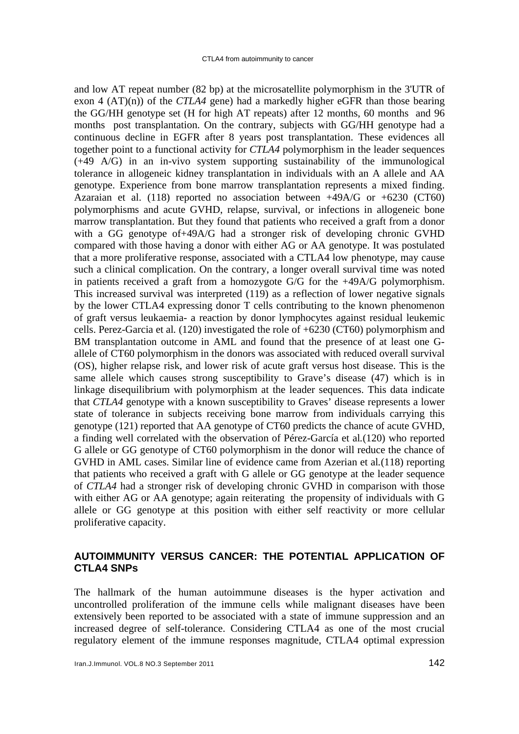and low AT repeat number (82 bp) at the microsatellite polymorphism in the 3'UTR of exon 4 (AT)(n)) of the *CTLA4* gene) had a markedly higher eGFR than those bearing the GG/HH genotype set (H for high AT repeats) after 12 months, 60 months and 96 months post transplantation. On the contrary, subjects with GG/HH genotype had a continuous decline in EGFR after 8 years post transplantation. These evidences all together point to a functional activity for *CTLA4* polymorphism in the leader sequences (+49 A/G) in an in-vivo system supporting sustainability of the immunological tolerance in allogeneic kidney transplantation in individuals with an A allele and AA genotype. Experience from bone marrow transplantation represents a mixed finding. Azaraian et al. (118) reported no association between +49A/G or +6230 (CT60) polymorphisms and acute GVHD, relapse, survival, or infections in allogeneic bone marrow transplantation. But they found that patients who received a graft from a donor with a GG genotype of+49A/G had a stronger risk of developing chronic GVHD compared with those having a donor with either AG or AA genotype. It was postulated that a more proliferative response, associated with a CTLA4 low phenotype, may cause such a clinical complication. On the contrary, a longer overall survival time was noted in patients received a graft from a homozygote G/G for the +49A/G polymorphism. This increased survival was interpreted (119) as a reflection of lower negative signals by the lower CTLA4 expressing donor T cells contributing to the known phenomenon of graft versus leukaemia- a reaction by donor lymphocytes against residual leukemic cells. Perez-Garcia et al. (120) investigated the role of +6230 (CT60) polymorphism and BM transplantation outcome in AML and found that the presence of at least one G-allele of CT60 polymorphism in the donors was associated with reduced overall survival (OS), higher relapse risk, and lower risk of acute graft versus host disease. This is the same allele which causes strong susceptibility to Grave's disease (47) which is in linkage disequilibrium with polymorphism at the leader sequences. This data indicate that *CTLA4* genotype with a known susceptibility to Graves' disease represents a lower state of tolerance in subjects receiving bone marrow from individuals carrying this genotype (121) reported that AA genotype of CT60 predicts the chance of acute GVHD, a finding well correlated with the observation of Pérez-García et al.(120) who reported G allele or GG genotype of CT60 polymorphism in the donor will reduce the chance of GVHD in AML cases. Similar line of evidence came from Azerian et al.(118) reporting that patients who received a graft with G allele or GG genotype at the leader sequence of *CTLA4* had a stronger risk of developing chronic GVHD in comparison with those with either AG or AA genotype; again reiterating the propensity of individuals with G allele or GG genotype at this position with either self reactivity or more cellular proliferative capacity.

## AUTOIMMUNITY VERSUS CANCER: THE POTENTIAL APPLICATION OF CTLA4 SNPs

The hallmark of the human autoimmune diseases is the hyper activation and uncontrolled proliferation of the immune cells while malignant diseases have been extensively been reported to be associated with a state of immune suppression and an increased degree of self-tolerance. Considering CTLA4 as one of the most crucial regulatory element of the immune responses magnitude, CTLA4 optimal expression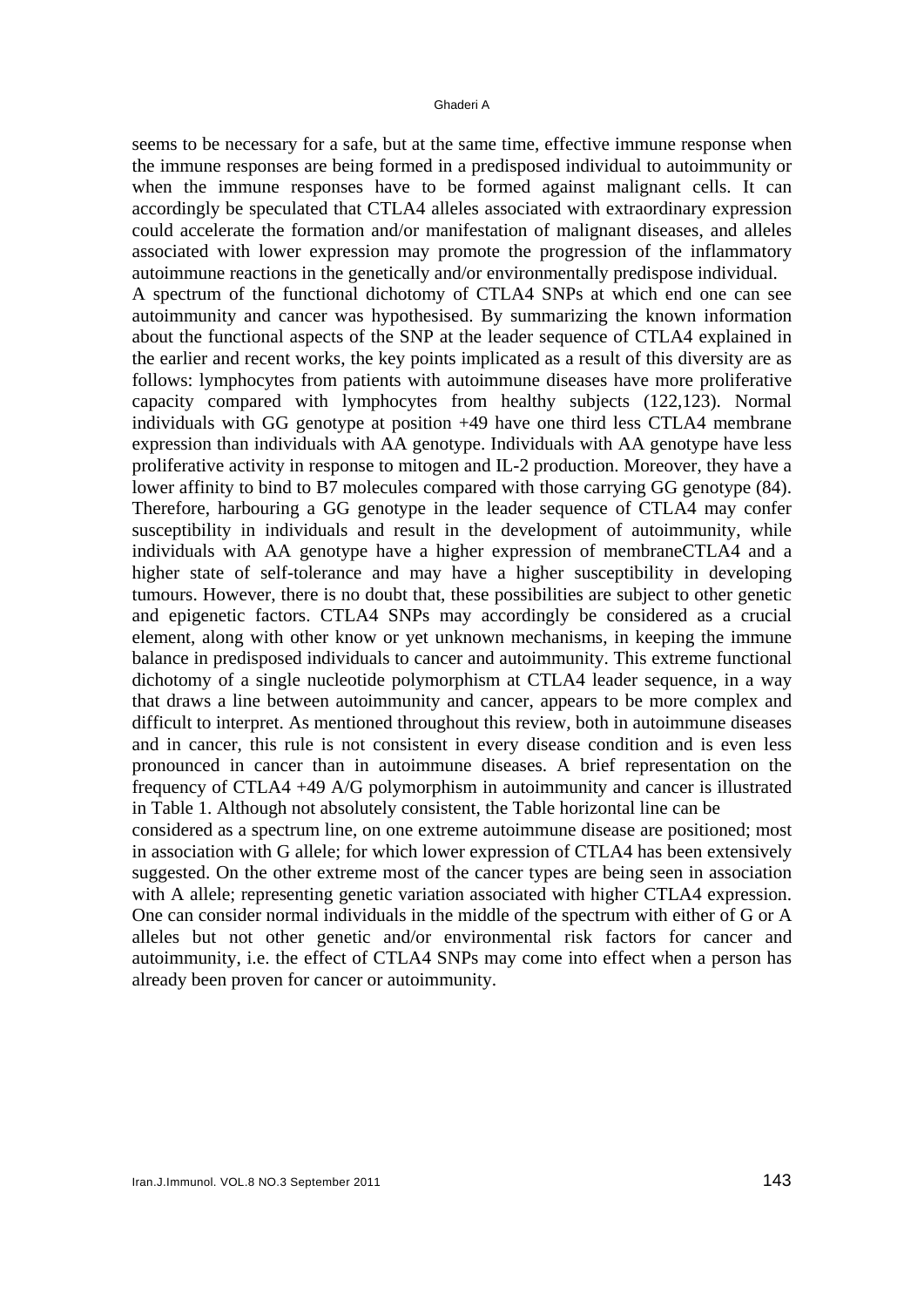seems to be necessary for a safe, but at the same time, effective immune response when the immune responses are being formed in a predisposed individual to autoimmunity or when the immune responses have to be formed against malignant cells. It can accordingly be speculated that CTLA4 alleles associated with extraordinary expression could accelerate the formation and/or manifestation of malignant diseases, and alleles associated with lower expression may promote the progression of the inflammatory autoimmune reactions in the genetically and/or environmentally predispose individual.

A spectrum of the functional dichotomy of CTLA4 SNPs at which end one can see autoimmunity and cancer was hypothesised. By summarizing the known information about the functional aspects of the SNP at the leader sequence of CTLA4 explained in the earlier and recent works, the key points implicated as a result of this diversity are as follows: lymphocytes from patients with autoimmune diseases have more proliferative capacity compared with lymphocytes from healthy subjects (122,123). Normal individuals with GG genotype at position +49 have one third less CTLA4 membrane expression than individuals with AA genotype. Individuals with AA genotype have less proliferative activity in response to mitogen and IL-2 production. Moreover, they have a lower affinity to bind to B7 molecules compared with those carrying GG genotype (84). Therefore, harbouring a GG genotype in the leader sequence of CTLA4 may confer susceptibility in individuals and result in the development of autoimmunity, while individuals with AA genotype have a higher expression of membraneCTLA4 and a higher state of self-tolerance and may have a higher susceptibility in developing tumours. However, there is no doubt that, these possibilities are subject to other genetic and epigenetic factors. CTLA4 SNPs may accordingly be considered as a crucial element, along with other know or yet unknown mechanisms, in keeping the immune balance in predisposed individuals to cancer and autoimmunity. This extreme functional dichotomy of a single nucleotide polymorphism at CTLA4 leader sequence, in a way that draws a line between autoimmunity and cancer, appears to be more complex and difficult to interpret. As mentioned throughout this review, both in autoimmune diseases and in cancer, this rule is not consistent in every disease condition and is even less pronounced in cancer than in autoimmune diseases. A brief representation on the frequency of CTLA4 +49 A/G polymorphism in autoimmunity and cancer is illustrated in Table 1. Although not absolutely consistent, the Table horizontal line can be considered as a spectrum line, on one extreme autoimmune disease are positioned; most in association with G allele; for which lower expression of CTLA4 has been extensively suggested. On the other extreme most of the cancer types are being seen in association with A allele; representing genetic variation associated with higher CTLA4 expression. One can consider normal individuals in the middle of the spectrum with either of G or A alleles but not other genetic and/or environmental risk factors for cancer and autoimmunity, i.e. the effect of CTLA4 SNPs may come into effect when a person has already been proven for cancer or autoimmunity.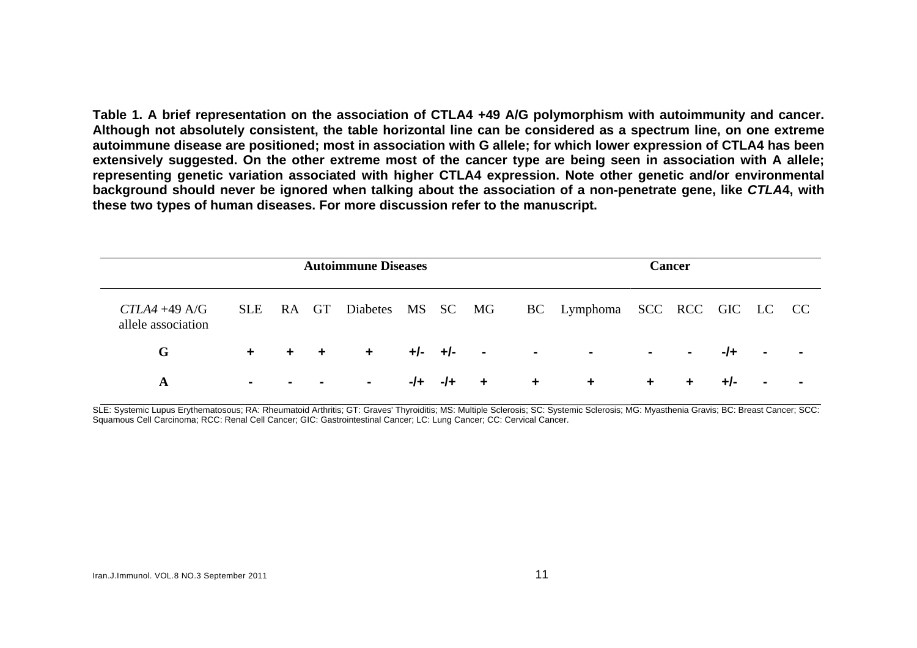**Table 1. A brief representation on the association of CTLA4 +49 A/G polymorphism with autoimmunity and cancer. Although not absolutely consistent, the table horizontal line can be considered as a spectrum line, on one extreme autoimmune disease are positioned; most in association with G allele; for which lower expression of CTLA4 has been extensively suggested. On the other extreme most of the cancer type are being seen in association with A allele; representing genetic variation associated with higher CTLA4 expression. Note other genetic and/or environmental background should never be ignored when talking about the association of a non-penetrate gene, like *CTLA*4, with these two types of human diseases. For more discussion refer to the manuscript.**

| | Autoimmune Diseases | | | | | | | Cancer | | | | | | |
|---|---|---|---|---|---|---|---|---|---|---|---|---|---|---|
| *CTLA4* +49 A/G allele association | SLE | RA | GT | Diabetes | MS | SC | MG | BC | Lymphoma | SCC | RCC | GIC | LC | CC |
| **G** | + | + | + | + | +/- | +/- | - | - | - | - | - | -/+ | - | - |
| **A** | - | - | - | - | -/+ | -/+ | + | + | + | + | + | +/- | - | - |

SLE: Systemic Lupus Erythematosous; RA: Rheumatoid Arthritis; GT: Graves' Thyroiditis; MS: Multiple Sclerosis; SC: Systemic Sclerosis; MG: Myasthenia Gravis; BC: Breast Cancer; SCC: Squamous Cell Carcinoma; RCC: Renal Cell Cancer; GIC: Gastrointestinal Cancer; LC: Lung Cancer; CC: Cervical Cancer.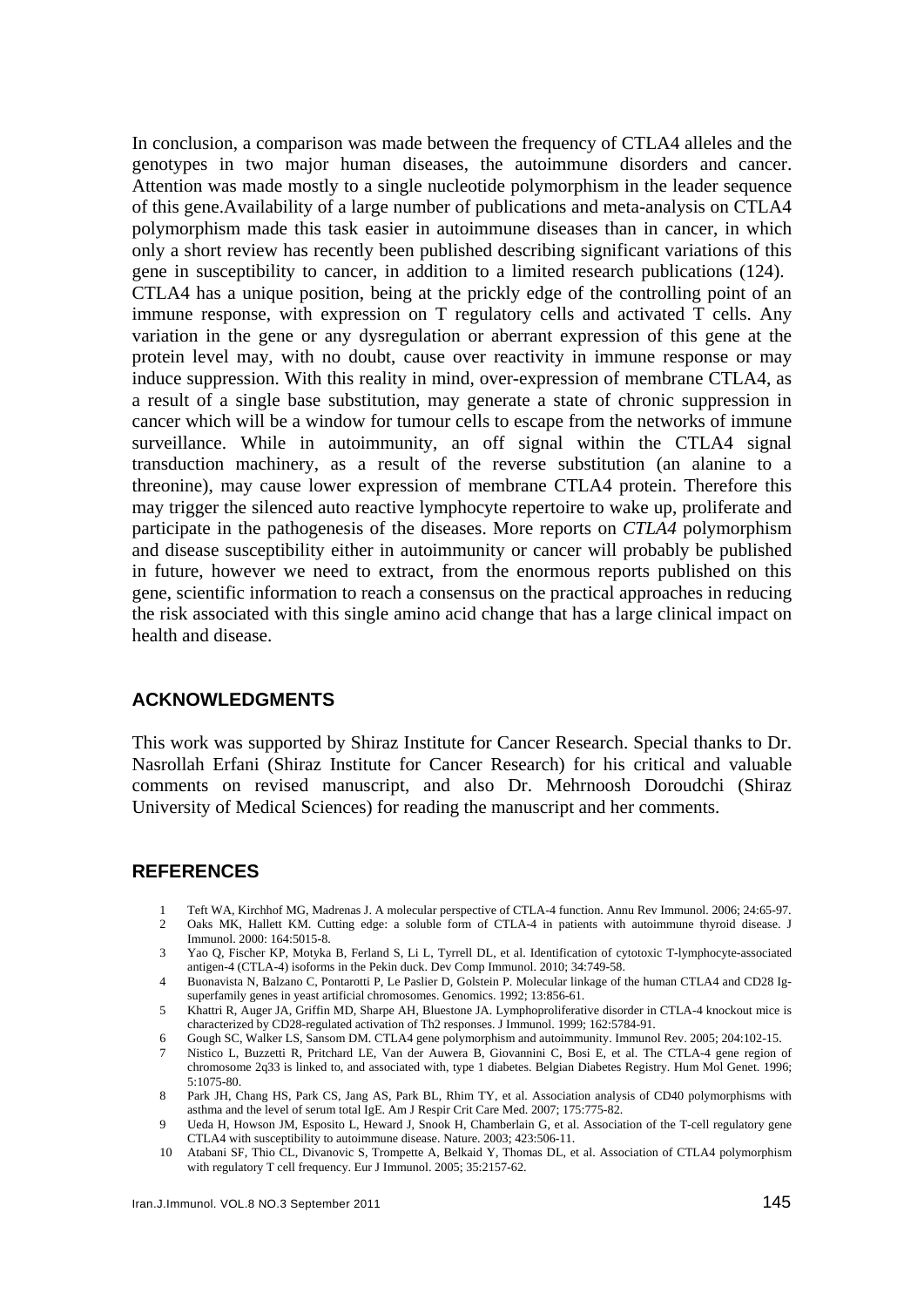In conclusion, a comparison was made between the frequency of CTLA4 alleles and the genotypes in two major human diseases, the autoimmune disorders and cancer. Attention was made mostly to a single nucleotide polymorphism in the leader sequence of this gene.Availability of a large number of publications and meta-analysis on CTLA4 polymorphism made this task easier in autoimmune diseases than in cancer, in which only a short review has recently been published describing significant variations of this gene in susceptibility to cancer, in addition to a limited research publications (124). CTLA4 has a unique position, being at the prickly edge of the controlling point of an immune response, with expression on T regulatory cells and activated T cells. Any variation in the gene or any dysregulation or aberrant expression of this gene at the protein level may, with no doubt, cause over reactivity in immune response or may induce suppression. With this reality in mind, over-expression of membrane CTLA4, as a result of a single base substitution, may generate a state of chronic suppression in cancer which will be a window for tumour cells to escape from the networks of immune surveillance. While in autoimmunity, an off signal within the CTLA4 signal transduction machinery, as a result of the reverse substitution (an alanine to a threonine), may cause lower expression of membrane CTLA4 protein. Therefore this may trigger the silenced auto reactive lymphocyte repertoire to wake up, proliferate and participate in the pathogenesis of the diseases. More reports on *CTLA4* polymorphism and disease susceptibility either in autoimmunity or cancer will probably be published in future, however we need to extract, from the enormous reports published on this gene, scientific information to reach a consensus on the practical approaches in reducing the risk associated with this single amino acid change that has a large clinical impact on health and disease.

## ACKNOWLEDGMENTS

This work was supported by Shiraz Institute for Cancer Research. Special thanks to Dr. Nasrollah Erfani (Shiraz Institute for Cancer Research) for his critical and valuable comments on revised manuscript, and also Dr. Mehrnoosh Doroudchi (Shiraz University of Medical Sciences) for reading the manuscript and her comments.

## REFERENCES

1 Teft WA, Kirchhof MG, Madrenas J. A molecular perspective of CTLA-4 function. Annu Rev Immunol. 2006; 24:65-97.
2 Oaks MK, Hallett KM. Cutting edge: a soluble form of CTLA-4 in patients with autoimmune thyroid disease. J Immunol. 2000: 164:5015-8.
3 Yao Q, Fischer KP, Motyka B, Ferland S, Li L, Tyrrell DL, et al. Identification of cytotoxic T-lymphocyte-associated antigen-4 (CTLA-4) isoforms in the Pekin duck. Dev Comp Immunol. 2010; 34:749-58.
4 Buonavista N, Balzano C, Pontarotti P, Le Paslier D, Golstein P. Molecular linkage of the human CTLA4 and CD28 Ig-superfamily genes in yeast artificial chromosomes. Genomics. 1992; 13:856-61.
5 Khattri R, Auger JA, Griffin MD, Sharpe AH, Bluestone JA. Lymphoproliferative disorder in CTLA-4 knockout mice is characterized by CD28-regulated activation of Th2 responses. J Immunol. 1999; 162:5784-91.
6 Gough SC, Walker LS, Sansom DM. CTLA4 gene polymorphism and autoimmunity. Immunol Rev. 2005; 204:102-15.
7 Nistico L, Buzzetti R, Pritchard LE, Van der Auwera B, Giovannini C, Bosi E, et al. The CTLA-4 gene region of chromosome 2q33 is linked to, and associated with, type 1 diabetes. Belgian Diabetes Registry. Hum Mol Genet. 1996; 5:1075-80.
8 Park JH, Chang HS, Park CS, Jang AS, Park BL, Rhim TY, et al. Association analysis of CD40 polymorphisms with asthma and the level of serum total IgE. Am J Respir Crit Care Med. 2007; 175:775-82.
9 Ueda H, Howson JM, Esposito L, Heward J, Snook H, Chamberlain G, et al. Association of the T-cell regulatory gene CTLA4 with susceptibility to autoimmune disease. Nature. 2003; 423:506-11.
10 Atabani SF, Thio CL, Divanovic S, Trompette A, Belkaid Y, Thomas DL, et al. Association of CTLA4 polymorphism with regulatory T cell frequency. Eur J Immunol. 2005; 35:2157-62.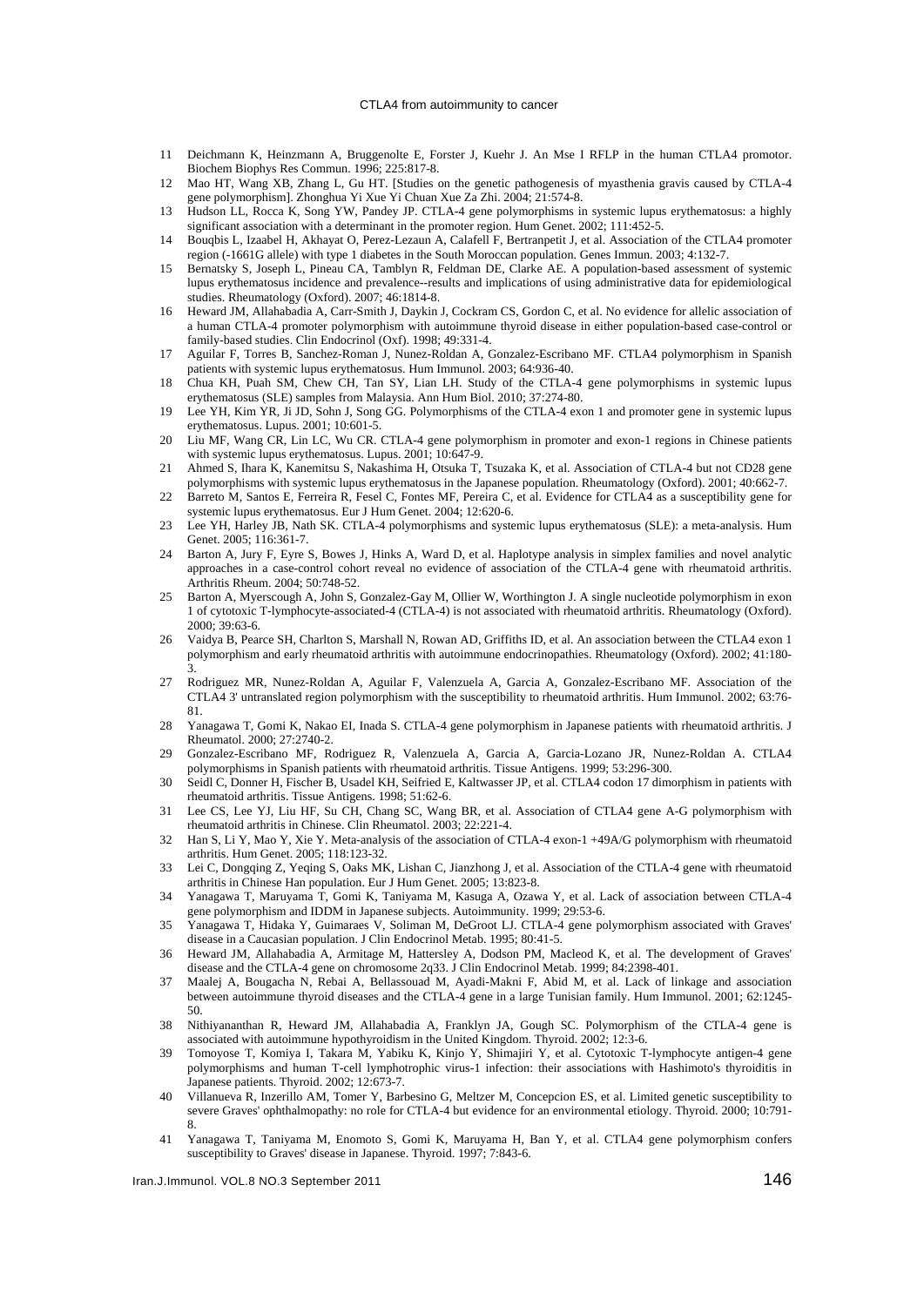11 Deichmann K, Heinzmann A, Bruggenolte E, Forster J, Kuehr J. An Mse I RFLP in the human CTLA4 promotor. Biochem Biophys Res Commun. 1996; 225:817-8.

12 Mao HT, Wang XB, Zhang L, Gu HT. [Studies on the genetic pathogenesis of myasthenia gravis caused by CTLA-4 gene polymorphism]. Zhonghua Yi Xue Yi Chuan Xue Za Zhi. 2004; 21:574-8.

13 Hudson LL, Rocca K, Song YW, Pandey JP. CTLA-4 gene polymorphisms in systemic lupus erythematosus: a highly significant association with a determinant in the promoter region. Hum Genet. 2002; 111:452-5.

14 Bouqbis L, Izaabel H, Akhayat O, Perez-Lezaun A, Calafell F, Bertranpetit J, et al. Association of the CTLA4 promoter region (-1661G allele) with type 1 diabetes in the South Moroccan population. Genes Immun. 2003; 4:132-7.

15 Bernatsky S, Joseph L, Pineau CA, Tamblyn R, Feldman DE, Clarke AE. A population-based assessment of systemic lupus erythematosus incidence and prevalence--results and implications of using administrative data for epidemiological studies. Rheumatology (Oxford). 2007; 46:1814-8.

16 Heward JM, Allahabadia A, Carr-Smith J, Daykin J, Cockram CS, Gordon C, et al. No evidence for allelic association of a human CTLA-4 promoter polymorphism with autoimmune thyroid disease in either population-based case-control or family-based studies. Clin Endocrinol (Oxf). 1998; 49:331-4.

17 Aguilar F, Torres B, Sanchez-Roman J, Nunez-Roldan A, Gonzalez-Escribano MF. CTLA4 polymorphism in Spanish patients with systemic lupus erythematosus. Hum Immunol. 2003; 64:936-40.

18 Chua KH, Puah SM, Chew CH, Tan SY, Lian LH. Study of the CTLA-4 gene polymorphisms in systemic lupus erythematosus (SLE) samples from Malaysia. Ann Hum Biol. 2010; 37:274-80.

19 Lee YH, Kim YR, Ji JD, Sohn J, Song GG. Polymorphisms of the CTLA-4 exon 1 and promoter gene in systemic lupus erythematosus. Lupus. 2001; 10:601-5.

20 Liu MF, Wang CR, Lin LC, Wu CR. CTLA-4 gene polymorphism in promoter and exon-1 regions in Chinese patients with systemic lupus erythematosus. Lupus. 2001; 10:647-9.

21 Ahmed S, Ihara K, Kanemitsu S, Nakashima H, Otsuka T, Tsuzaka K, et al. Association of CTLA-4 but not CD28 gene polymorphisms with systemic lupus erythematosus in the Japanese population. Rheumatology (Oxford). 2001; 40:662-7.

22 Barreto M, Santos E, Ferreira R, Fesel C, Fontes MF, Pereira C, et al. Evidence for CTLA4 as a susceptibility gene for systemic lupus erythematosus. Eur J Hum Genet. 2004; 12:620-6.

23 Lee YH, Harley JB, Nath SK. CTLA-4 polymorphisms and systemic lupus erythematosus (SLE): a meta-analysis. Hum Genet. 2005; 116:361-7.

24 Barton A, Jury F, Eyre S, Bowes J, Hinks A, Ward D, et al. Haplotype analysis in simplex families and novel analytic approaches in a case-control cohort reveal no evidence of association of the CTLA-4 gene with rheumatoid arthritis. Arthritis Rheum. 2004; 50:748-52.

25 Barton A, Myerscough A, John S, Gonzalez-Gay M, Ollier W, Worthington J. A single nucleotide polymorphism in exon 1 of cytotoxic T-lymphocyte-associated-4 (CTLA-4) is not associated with rheumatoid arthritis. Rheumatology (Oxford). 2000; 39:63-6.

26 Vaidya B, Pearce SH, Charlton S, Marshall N, Rowan AD, Griffiths ID, et al. An association between the CTLA4 exon 1 polymorphism and early rheumatoid arthritis with autoimmune endocrinopathies. Rheumatology (Oxford). 2002; 41:180-3.

27 Rodriguez MR, Nunez-Roldan A, Aguilar F, Valenzuela A, Garcia A, Gonzalez-Escribano MF. Association of the CTLA4 3' untranslated region polymorphism with the susceptibility to rheumatoid arthritis. Hum Immunol. 2002; 63:76-81.

28 Yanagawa T, Gomi K, Nakao EI, Inada S. CTLA-4 gene polymorphism in Japanese patients with rheumatoid arthritis. J Rheumatol. 2000; 27:2740-2.

29 Gonzalez-Escribano MF, Rodriguez R, Valenzuela A, Garcia A, Garcia-Lozano JR, Nunez-Roldan A. CTLA4 polymorphisms in Spanish patients with rheumatoid arthritis. Tissue Antigens. 1999; 53:296-300.

30 Seidl C, Donner H, Fischer B, Usadel KH, Seifried E, Kaltwasser JP, et al. CTLA4 codon 17 dimorphism in patients with rheumatoid arthritis. Tissue Antigens. 1998; 51:62-6.

31 Lee CS, Lee YJ, Liu HF, Su CH, Chang SC, Wang BR, et al. Association of CTLA4 gene A-G polymorphism with rheumatoid arthritis in Chinese. Clin Rheumatol. 2003; 22:221-4.

32 Han S, Li Y, Mao Y, Xie Y. Meta-analysis of the association of CTLA-4 exon-1 +49A/G polymorphism with rheumatoid arthritis. Hum Genet. 2005; 118:123-32.

33 Lei C, Dongqing Z, Yeqing S, Oaks MK, Lishan C, Jianzhong J, et al. Association of the CTLA-4 gene with rheumatoid arthritis in Chinese Han population. Eur J Hum Genet. 2005; 13:823-8.

34 Yanagawa T, Maruyama T, Gomi K, Taniyama M, Kasuga A, Ozawa Y, et al. Lack of association between CTLA-4 gene polymorphism and IDDM in Japanese subjects. Autoimmunity. 1999; 29:53-6.

35 Yanagawa T, Hidaka Y, Guimaraes V, Soliman M, DeGroot LJ. CTLA-4 gene polymorphism associated with Graves' disease in a Caucasian population. J Clin Endocrinol Metab. 1995; 80:41-5.

36 Heward JM, Allahabadia A, Armitage M, Hattersley A, Dodson PM, Macleod K, et al. The development of Graves' disease and the CTLA-4 gene on chromosome 2q33. J Clin Endocrinol Metab. 1999; 84:2398-401.

37 Maalej A, Bougacha N, Rebai A, Bellassouad M, Ayadi-Makni F, Abid M, et al. Lack of linkage and association between autoimmune thyroid diseases and the CTLA-4 gene in a large Tunisian family. Hum Immunol. 2001; 62:1245-50.

38 Nithiyananthan R, Heward JM, Allahabadia A, Franklyn JA, Gough SC. Polymorphism of the CTLA-4 gene is associated with autoimmune hypothyroidism in the United Kingdom. Thyroid. 2002; 12:3-6.

39 Tomoyose T, Komiya I, Takara M, Yabiku K, Kinjo Y, Shimajiri Y, et al. Cytotoxic T-lymphocyte antigen-4 gene polymorphisms and human T-cell lymphotrophic virus-1 infection: their associations with Hashimoto's thyroiditis in Japanese patients. Thyroid. 2002; 12:673-7.

40 Villanueva R, Inzerillo AM, Tomer Y, Barbesino G, Meltzer M, Concepcion ES, et al. Limited genetic susceptibility to severe Graves' ophthalmopathy: no role for CTLA-4 but evidence for an environmental etiology. Thyroid. 2000; 10:791-8.

41 Yanagawa T, Taniyama M, Enomoto S, Gomi K, Maruyama H, Ban Y, et al. CTLA4 gene polymorphism confers susceptibility to Graves' disease in Japanese. Thyroid. 1997; 7:843-6.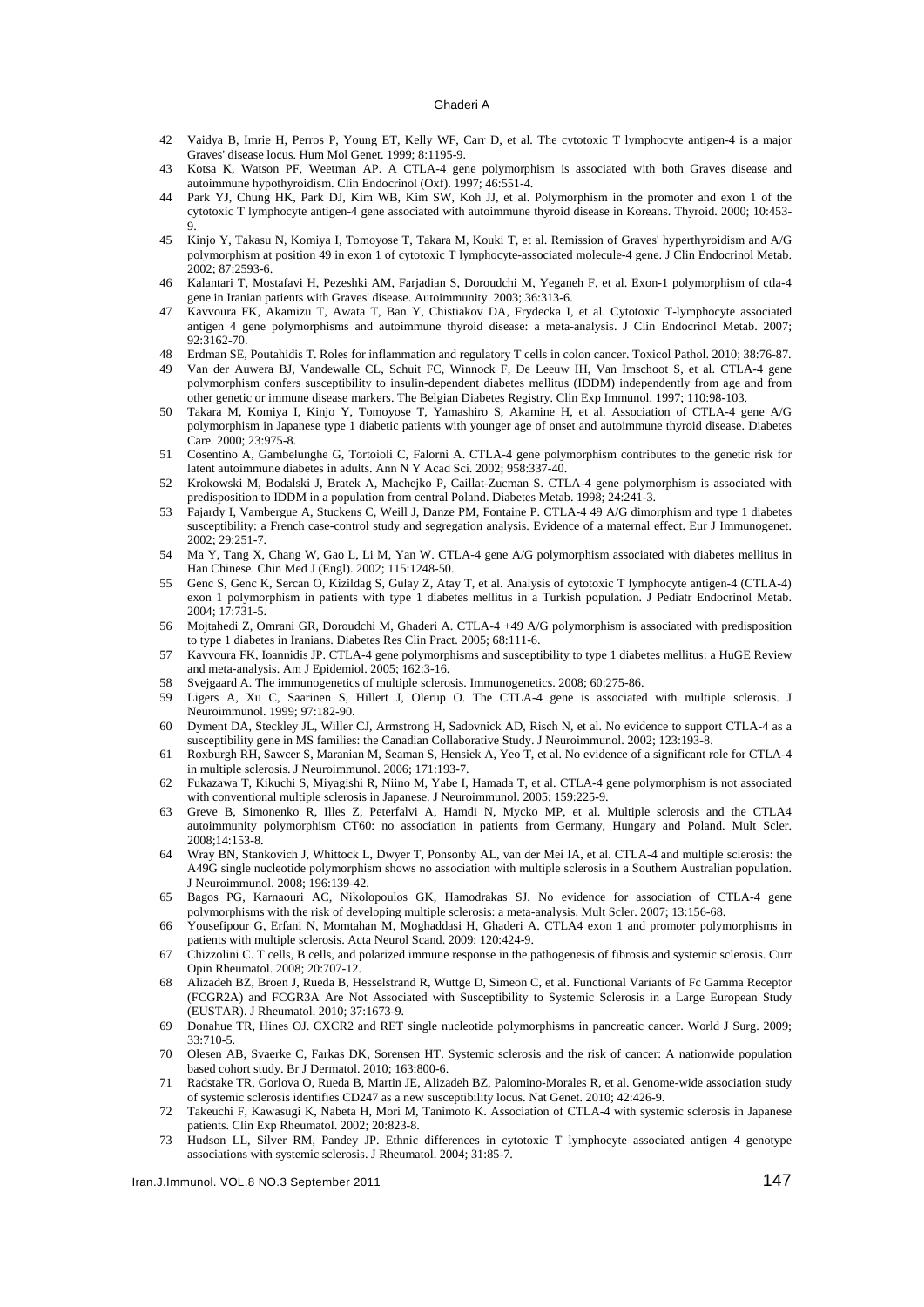42 Vaidya B, Imrie H, Perros P, Young ET, Kelly WF, Carr D, et al. The cytotoxic T lymphocyte antigen-4 is a major Graves' disease locus. Hum Mol Genet. 1999; 8:1195-9.

43 Kotsa K, Watson PF, Weetman AP. A CTLA-4 gene polymorphism is associated with both Graves disease and autoimmune hypothyroidism. Clin Endocrinol (Oxf). 1997; 46:551-4.

44 Park YJ, Chung HK, Park DJ, Kim WB, Kim SW, Koh JJ, et al. Polymorphism in the promoter and exon 1 of the cytotoxic T lymphocyte antigen-4 gene associated with autoimmune thyroid disease in Koreans. Thyroid. 2000; 10:453-9.

45 Kinjo Y, Takasu N, Komiya I, Tomoyose T, Takara M, Kouki T, et al. Remission of Graves' hyperthyroidism and A/G polymorphism at position 49 in exon 1 of cytotoxic T lymphocyte-associated molecule-4 gene. J Clin Endocrinol Metab. 2002; 87:2593-6.

46 Kalantari T, Mostafavi H, Pezeshki AM, Farjadian S, Doroudchi M, Yeganeh F, et al. Exon-1 polymorphism of ctla-4 gene in Iranian patients with Graves' disease. Autoimmunity. 2003; 36:313-6.

47 Kavvoura FK, Akamizu T, Awata T, Ban Y, Chistiakov DA, Frydecka I, et al. Cytotoxic T-lymphocyte associated antigen 4 gene polymorphisms and autoimmune thyroid disease: a meta-analysis. J Clin Endocrinol Metab. 2007; 92:3162-70.

48 Erdman SE, Poutahidis T. Roles for inflammation and regulatory T cells in colon cancer. Toxicol Pathol. 2010; 38:76-87.

49 Van der Auwera BJ, Vandewalle CL, Schuit FC, Winnock F, De Leeuw IH, Van Imschoot S, et al. CTLA-4 gene polymorphism confers susceptibility to insulin-dependent diabetes mellitus (IDDM) independently from age and from other genetic or immune disease markers. The Belgian Diabetes Registry. Clin Exp Immunol. 1997; 110:98-103.

50 Takara M, Komiya I, Kinjo Y, Tomoyose T, Yamashiro S, Akamine H, et al. Association of CTLA-4 gene A/G polymorphism in Japanese type 1 diabetic patients with younger age of onset and autoimmune thyroid disease. Diabetes Care. 2000; 23:975-8.

51 Cosentino A, Gambelunghe G, Tortoioli C, Falorni A. CTLA-4 gene polymorphism contributes to the genetic risk for latent autoimmune diabetes in adults. Ann N Y Acad Sci. 2002; 958:337-40.

52 Krokowski M, Bodalski J, Bratek A, Machejko P, Caillat-Zucman S. CTLA-4 gene polymorphism is associated with predisposition to IDDM in a population from central Poland. Diabetes Metab. 1998; 24:241-3.

53 Fajardy I, Vambergue A, Stuckens C, Weill J, Danze PM, Fontaine P. CTLA-4 49 A/G dimorphism and type 1 diabetes susceptibility: a French case-control study and segregation analysis. Evidence of a maternal effect. Eur J Immunogenet. 2002; 29:251-7.

54 Ma Y, Tang X, Chang W, Gao L, Li M, Yan W. CTLA-4 gene A/G polymorphism associated with diabetes mellitus in Han Chinese. Chin Med J (Engl). 2002; 115:1248-50.

55 Genc S, Genc K, Sercan O, Kizildag S, Gulay Z, Atay T, et al. Analysis of cytotoxic T lymphocyte antigen-4 (CTLA-4) exon 1 polymorphism in patients with type 1 diabetes mellitus in a Turkish population. J Pediatr Endocrinol Metab. 2004; 17:731-5.

56 Mojtahedi Z, Omrani GR, Doroudchi M, Ghaderi A. CTLA-4 +49 A/G polymorphism is associated with predisposition to type 1 diabetes in Iranians. Diabetes Res Clin Pract. 2005; 68:111-6.

57 Kavvoura FK, Ioannidis JP. CTLA-4 gene polymorphisms and susceptibility to type 1 diabetes mellitus: a HuGE Review and meta-analysis. Am J Epidemiol. 2005; 162:3-16.

58 Svejgaard A. The immunogenetics of multiple sclerosis. Immunogenetics. 2008; 60:275-86.

59 Ligers A, Xu C, Saarinen S, Hillert J, Olerup O. The CTLA-4 gene is associated with multiple sclerosis. J Neuroimmunol. 1999; 97:182-90.

60 Dyment DA, Steckley JL, Willer CJ, Armstrong H, Sadovnick AD, Risch N, et al. No evidence to support CTLA-4 as a susceptibility gene in MS families: the Canadian Collaborative Study. J Neuroimmunol. 2002; 123:193-8.

61 Roxburgh RH, Sawcer S, Maranian M, Seaman S, Hensiek A, Yeo T, et al. No evidence of a significant role for CTLA-4 in multiple sclerosis. J Neuroimmunol. 2006; 171:193-7.

62 Fukazawa T, Kikuchi S, Miyagishi R, Niino M, Yabe I, Hamada T, et al. CTLA-4 gene polymorphism is not associated with conventional multiple sclerosis in Japanese. J Neuroimmunol. 2005; 159:225-9.

63 Greve B, Simonenko R, Illes Z, Peterfalvi A, Hamdi N, Mycko MP, et al. Multiple sclerosis and the CTLA4 autoimmunity polymorphism CT60: no association in patients from Germany, Hungary and Poland. Mult Scler. 2008;14:153-8.

64 Wray BN, Stankovich J, Whittock L, Dwyer T, Ponsonby AL, van der Mei IA, et al. CTLA-4 and multiple sclerosis: the A49G single nucleotide polymorphism shows no association with multiple sclerosis in a Southern Australian population. J Neuroimmunol. 2008; 196:139-42.

65 Bagos PG, Karnaouri AC, Nikolopoulos GK, Hamodrakas SJ. No evidence for association of CTLA-4 gene polymorphisms with the risk of developing multiple sclerosis: a meta-analysis. Mult Scler. 2007; 13:156-68.

66 Yousefipour G, Erfani N, Momtahan M, Moghaddasi H, Ghaderi A. CTLA4 exon 1 and promoter polymorphisms in patients with multiple sclerosis. Acta Neurol Scand. 2009; 120:424-9.

67 Chizzolini C. T cells, B cells, and polarized immune response in the pathogenesis of fibrosis and systemic sclerosis. Curr Opin Rheumatol. 2008; 20:707-12.

68 Alizadeh BZ, Broen J, Rueda B, Hesselstrand R, Wuttge D, Simeon C, et al. Functional Variants of Fc Gamma Receptor (FCGR2A) and FCGR3A Are Not Associated with Susceptibility to Systemic Sclerosis in a Large European Study (EUSTAR). J Rheumatol. 2010; 37:1673-9.

69 Donahue TR, Hines OJ. CXCR2 and RET single nucleotide polymorphisms in pancreatic cancer. World J Surg. 2009; 33:710-5.

70 Olesen AB, Svaerke C, Farkas DK, Sorensen HT. Systemic sclerosis and the risk of cancer: A nationwide population based cohort study. Br J Dermatol. 2010; 163:800-6.

71 Radstake TR, Gorlova O, Rueda B, Martin JE, Alizadeh BZ, Palomino-Morales R, et al. Genome-wide association study of systemic sclerosis identifies CD247 as a new susceptibility locus. Nat Genet. 2010; 42:426-9.

72 Takeuchi F, Kawasugi K, Nabeta H, Mori M, Tanimoto K. Association of CTLA-4 with systemic sclerosis in Japanese patients. Clin Exp Rheumatol. 2002; 20:823-8.

73 Hudson LL, Silver RM, Pandey JP. Ethnic differences in cytotoxic T lymphocyte associated antigen 4 genotype associations with systemic sclerosis. J Rheumatol. 2004; 31:85-7.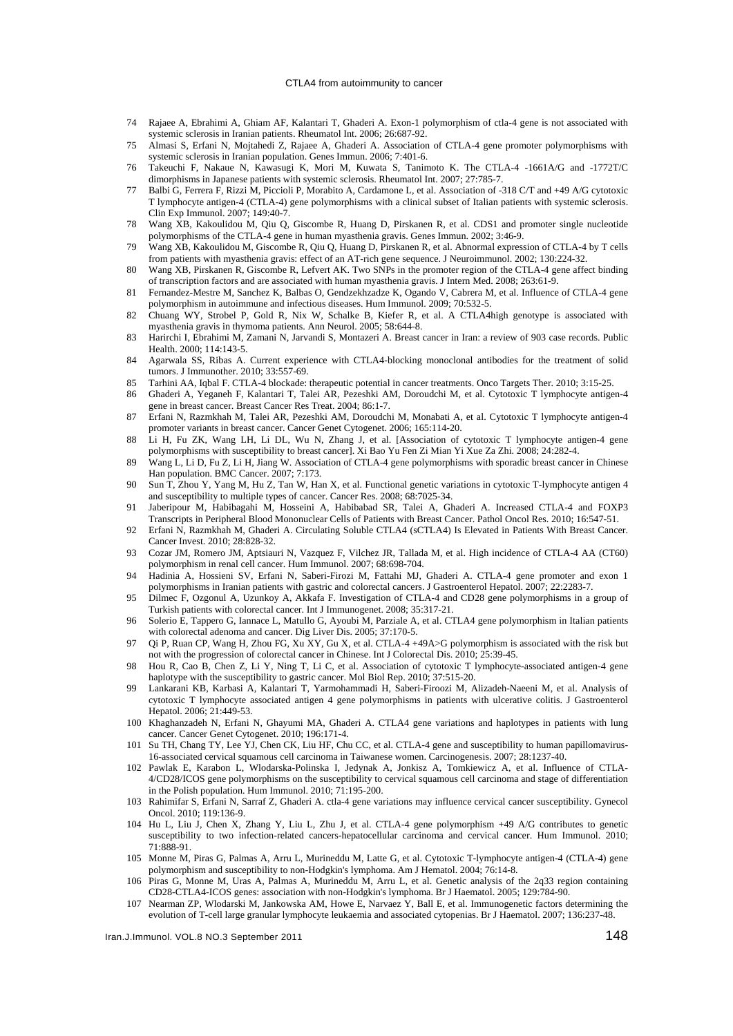74 Rajaee A, Ebrahimi A, Ghiam AF, Kalantari T, Ghaderi A. Exon-1 polymorphism of ctla-4 gene is not associated with systemic sclerosis in Iranian patients. Rheumatol Int. 2006; 26:687-92.

75 Almasi S, Erfani N, Mojtahedi Z, Rajaee A, Ghaderi A. Association of CTLA-4 gene promoter polymorphisms with systemic sclerosis in Iranian population. Genes Immun. 2006; 7:401-6.

76 Takeuchi F, Nakaue N, Kawasugi K, Mori M, Kuwata S, Tanimoto K. The CTLA-4 -1661A/G and -1772T/C dimorphisms in Japanese patients with systemic sclerosis. Rheumatol Int. 2007; 27:785-7.

77 Balbi G, Ferrera F, Rizzi M, Piccioli P, Morabito A, Cardamone L, et al. Association of -318 C/T and +49 A/G cytotoxic T lymphocyte antigen-4 (CTLA-4) gene polymorphisms with a clinical subset of Italian patients with systemic sclerosis. Clin Exp Immunol. 2007; 149:40-7.

78 Wang XB, Kakoulidou M, Qiu Q, Giscombe R, Huang D, Pirskanen R, et al. CDS1 and promoter single nucleotide polymorphisms of the CTLA-4 gene in human myasthenia gravis. Genes Immun. 2002; 3:46-9.

79 Wang XB, Kakoulidou M, Giscombe R, Qiu Q, Huang D, Pirskanen R, et al. Abnormal expression of CTLA-4 by T cells from patients with myasthenia gravis: effect of an AT-rich gene sequence. J Neuroimmunol. 2002; 130:224-32.

80 Wang XB, Pirskanen R, Giscombe R, Lefvert AK. Two SNPs in the promoter region of the CTLA-4 gene affect binding of transcription factors and are associated with human myasthenia gravis. J Intern Med. 2008; 263:61-9.

81 Fernandez-Mestre M, Sanchez K, Balbas O, Gendzekhzadze K, Ogando V, Cabrera M, et al. Influence of CTLA-4 gene polymorphism in autoimmune and infectious diseases. Hum Immunol. 2009; 70:532-5.

82 Chuang WY, Strobel P, Gold R, Nix W, Schalke B, Kiefer R, et al. A CTLA4high genotype is associated with myasthenia gravis in thymoma patients. Ann Neurol. 2005; 58:644-8.

83 Harirchi I, Ebrahimi M, Zamani N, Jarvandi S, Montazeri A. Breast cancer in Iran: a review of 903 case records. Public Health. 2000; 114:143-5.

84 Agarwala SS, Ribas A. Current experience with CTLA4-blocking monoclonal antibodies for the treatment of solid tumors. J Immunother. 2010; 33:557-69.

85 Tarhini AA, Iqbal F. CTLA-4 blockade: therapeutic potential in cancer treatments. Onco Targets Ther. 2010; 3:15-25.

86 Ghaderi A, Yeganeh F, Kalantari T, Talei AR, Pezeshki AM, Doroudchi M, et al. Cytotoxic T lymphocyte antigen-4 gene in breast cancer. Breast Cancer Res Treat. 2004; 86:1-7.

87 Erfani N, Razmkhah M, Talei AR, Pezeshki AM, Doroudchi M, Monabati A, et al. Cytotoxic T lymphocyte antigen-4 promoter variants in breast cancer. Cancer Genet Cytogenet. 2006; 165:114-20.

88 Li H, Fu ZK, Wang LH, Li DL, Wu N, Zhang J, et al. [Association of cytotoxic T lymphocyte antigen-4 gene polymorphisms with susceptibility to breast cancer]. Xi Bao Yu Fen Zi Mian Yi Xue Za Zhi. 2008; 24:282-4.

89 Wang L, Li D, Fu Z, Li H, Jiang W. Association of CTLA-4 gene polymorphisms with sporadic breast cancer in Chinese Han population. BMC Cancer. 2007; 7:173.

90 Sun T, Zhou Y, Yang M, Hu Z, Tan W, Han X, et al. Functional genetic variations in cytotoxic T-lymphocyte antigen 4 and susceptibility to multiple types of cancer. Cancer Res. 2008; 68:7025-34.

91 Jaberipour M, Habibagahi M, Hosseini A, Habibabad SR, Talei A, Ghaderi A. Increased CTLA-4 and FOXP3 Transcripts in Peripheral Blood Mononuclear Cells of Patients with Breast Cancer. Pathol Oncol Res. 2010; 16:547-51.

92 Erfani N, Razmkhah M, Ghaderi A. Circulating Soluble CTLA4 (sCTLA4) Is Elevated in Patients With Breast Cancer. Cancer Invest. 2010; 28:828-32.

93 Cozar JM, Romero JM, Aptsiauri N, Vazquez F, Vilchez JR, Tallada M, et al. High incidence of CTLA-4 AA (CT60) polymorphism in renal cell cancer. Hum Immunol. 2007; 68:698-704.

94 Hadinia A, Hossieni SV, Erfani N, Saberi-Firozi M, Fattahi MJ, Ghaderi A. CTLA-4 gene promoter and exon 1 polymorphisms in Iranian patients with gastric and colorectal cancers. J Gastroenterol Hepatol. 2007; 22:2283-7.

95 Dilmec F, Ozgonul A, Uzunkoy A, Akkafa F. Investigation of CTLA-4 and CD28 gene polymorphisms in a group of Turkish patients with colorectal cancer. Int J Immunogenet. 2008; 35:317-21.

96 Solerio E, Tappero G, Iannace L, Matullo G, Ayoubi M, Parziale A, et al. CTLA4 gene polymorphism in Italian patients with colorectal adenoma and cancer. Dig Liver Dis. 2005; 37:170-5.

97 Qi P, Ruan CP, Wang H, Zhou FG, Xu XY, Gu X, et al. CTLA-4 +49A>G polymorphism is associated with the risk but not with the progression of colorectal cancer in Chinese. Int J Colorectal Dis. 2010; 25:39-45.

98 Hou R, Cao B, Chen Z, Li Y, Ning T, Li C, et al. Association of cytotoxic T lymphocyte-associated antigen-4 gene haplotype with the susceptibility to gastric cancer. Mol Biol Rep. 2010; 37:515-20.

99 Lankarani KB, Karbasi A, Kalantari T, Yarmohammadi H, Saberi-Firoozi M, Alizadeh-Naeeni M, et al. Analysis of cytotoxic T lymphocyte associated antigen 4 gene polymorphisms in patients with ulcerative colitis. J Gastroenterol Hepatol. 2006; 21:449-53.

100 Khaghanzadeh N, Erfani N, Ghayumi MA, Ghaderi A. CTLA4 gene variations and haplotypes in patients with lung cancer. Cancer Genet Cytogenet. 2010; 196:171-4.

101 Su TH, Chang TY, Lee YJ, Chen CK, Liu HF, Chu CC, et al. CTLA-4 gene and susceptibility to human papillomavirus-16-associated cervical squamous cell carcinoma in Taiwanese women. Carcinogenesis. 2007; 28:1237-40.

102 Pawlak E, Karabon L, Wlodarska-Polinska I, Jedynak A, Jonkisz A, Tomkiewicz A, et al. Influence of CTLA-4/CD28/ICOS gene polymorphisms on the susceptibility to cervical squamous cell carcinoma and stage of differentiation in the Polish population. Hum Immunol. 2010; 71:195-200.

103 Rahimifar S, Erfani N, Sarraf Z, Ghaderi A. ctla-4 gene variations may influence cervical cancer susceptibility. Gynecol Oncol. 2010; 119:136-9.

104 Hu L, Liu J, Chen X, Zhang Y, Liu L, Zhu J, et al. CTLA-4 gene polymorphism +49 A/G contributes to genetic susceptibility to two infection-related cancers-hepatocellular carcinoma and cervical cancer. Hum Immunol. 2010; 71:888-91.

105 Monne M, Piras G, Palmas A, Arru L, Murineddu M, Latte G, et al. Cytotoxic T-lymphocyte antigen-4 (CTLA-4) gene polymorphism and susceptibility to non-Hodgkin's lymphoma. Am J Hematol. 2004; 76:14-8.

106 Piras G, Monne M, Uras A, Palmas A, Murineddu M, Arru L, et al. Genetic analysis of the 2q33 region containing CD28-CTLA4-ICOS genes: association with non-Hodgkin's lymphoma. Br J Haematol. 2005; 129:784-90.

107 Nearman ZP, Wlodarski M, Jankowska AM, Howe E, Narvaez Y, Ball E, et al. Immunogenetic factors determining the evolution of T-cell large granular lymphocyte leukaemia and associated cytopenias. Br J Haematol. 2007; 136:237-48.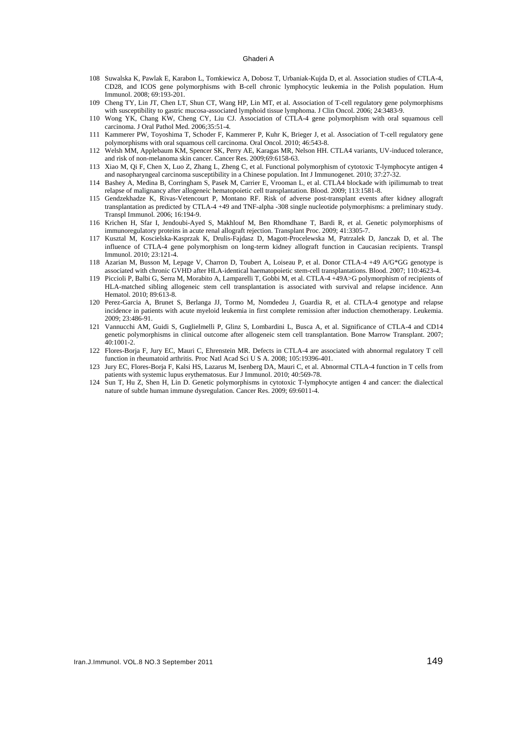108 Suwalska K, Pawlak E, Karabon L, Tomkiewicz A, Dobosz T, Urbaniak-Kujda D, et al. Association studies of CTLA-4, CD28, and ICOS gene polymorphisms with B-cell chronic lymphocytic leukemia in the Polish population. Hum Immunol. 2008; 69:193-201.

109 Cheng TY, Lin JT, Chen LT, Shun CT, Wang HP, Lin MT, et al. Association of T-cell regulatory gene polymorphisms with susceptibility to gastric mucosa-associated lymphoid tissue lymphoma. J Clin Oncol. 2006; 24:3483-9.

110 Wong YK, Chang KW, Cheng CY, Liu CJ. Association of CTLA-4 gene polymorphism with oral squamous cell carcinoma. J Oral Pathol Med. 2006;35:51-4.

111 Kammerer PW, Toyoshima T, Schoder F, Kammerer P, Kuhr K, Brieger J, et al. Association of T-cell regulatory gene polymorphisms with oral squamous cell carcinoma. Oral Oncol. 2010; 46:543-8.

112 Welsh MM, Applebaum KM, Spencer SK, Perry AE, Karagas MR, Nelson HH. CTLA4 variants, UV-induced tolerance, and risk of non-melanoma skin cancer. Cancer Res. 2009;69:6158-63.

113 Xiao M, Qi F, Chen X, Luo Z, Zhang L, Zheng C, et al. Functional polymorphism of cytotoxic T-lymphocyte antigen 4 and nasopharyngeal carcinoma susceptibility in a Chinese population. Int J Immunogenet. 2010; 37:27-32.

114 Bashey A, Medina B, Corringham S, Pasek M, Carrier E, Vrooman L, et al. CTLA4 blockade with ipilimumab to treat relapse of malignancy after allogeneic hematopoietic cell transplantation. Blood. 2009; 113:1581-8.

115 Gendzekhadze K, Rivas-Vetencourt P, Montano RF. Risk of adverse post-transplant events after kidney allograft transplantation as predicted by CTLA-4 +49 and TNF-alpha -308 single nucleotide polymorphisms: a preliminary study. Transpl Immunol. 2006; 16:194-9.

116 Krichen H, Sfar I, Jendoubi-Ayed S, Makhlouf M, Ben Rhomdhane T, Bardi R, et al. Genetic polymorphisms of immunoregulatory proteins in acute renal allograft rejection. Transplant Proc. 2009; 41:3305-7.

117 Kusztal M, Koscielska-Kasprzak K, Drulis-Fajdasz D, Magott-Procelewska M, Patrzalek D, Janczak D, et al. The influence of CTLA-4 gene polymorphism on long-term kidney allograft function in Caucasian recipients. Transpl Immunol. 2010; 23:121-4.

118 Azarian M, Busson M, Lepage V, Charron D, Toubert A, Loiseau P, et al. Donor CTLA-4 +49 A/G*GG genotype is associated with chronic GVHD after HLA-identical haematopoietic stem-cell transplantations. Blood. 2007; 110:4623-4.

119 Piccioli P, Balbi G, Serra M, Morabito A, Lamparelli T, Gobbi M, et al. CTLA-4 +49A>G polymorphism of recipients of HLA-matched sibling allogeneic stem cell transplantation is associated with survival and relapse incidence. Ann Hematol. 2010; 89:613-8.

120 Perez-Garcia A, Brunet S, Berlanga JJ, Tormo M, Nomdedeu J, Guardia R, et al. CTLA-4 genotype and relapse incidence in patients with acute myeloid leukemia in first complete remission after induction chemotherapy. Leukemia. 2009; 23:486-91.

121 Vannucchi AM, Guidi S, Guglielmelli P, Glinz S, Lombardini L, Busca A, et al. Significance of CTLA-4 and CD14 genetic polymorphisms in clinical outcome after allogeneic stem cell transplantation. Bone Marrow Transplant. 2007; 40:1001-2.

122 Flores-Borja F, Jury EC, Mauri C, Ehrenstein MR. Defects in CTLA-4 are associated with abnormal regulatory T cell function in rheumatoid arthritis. Proc Natl Acad Sci U S A. 2008; 105:19396-401.

123 Jury EC, Flores-Borja F, Kalsi HS, Lazarus M, Isenberg DA, Mauri C, et al. Abnormal CTLA-4 function in T cells from patients with systemic lupus erythematosus. Eur J Immunol. 2010; 40:569-78.

124 Sun T, Hu Z, Shen H, Lin D. Genetic polymorphisms in cytotoxic T-lymphocyte antigen 4 and cancer: the dialectical nature of subtle human immune dysregulation. Cancer Res. 2009; 69:6011-4.